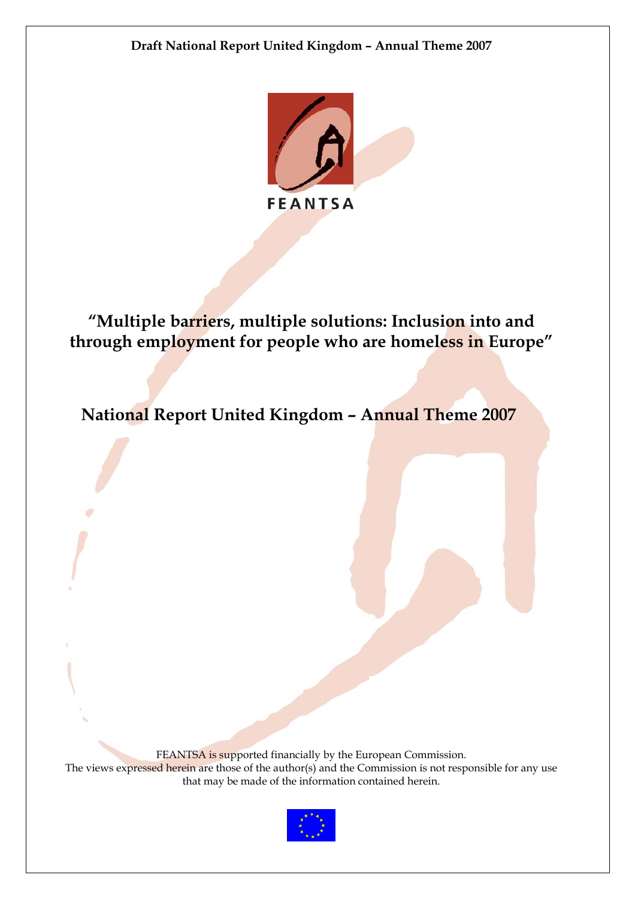# “Multiple barriers, multiple solutions: Inclusion into and through employment for people who are homeless in Europe”

## National Report United Kingdom – Annual Theme 2007

FEANTSA is supported financially by the European Commission.
The views expressed herein are those of the author(s) and the Commission is not responsible for any use that may be made of the information contained herein.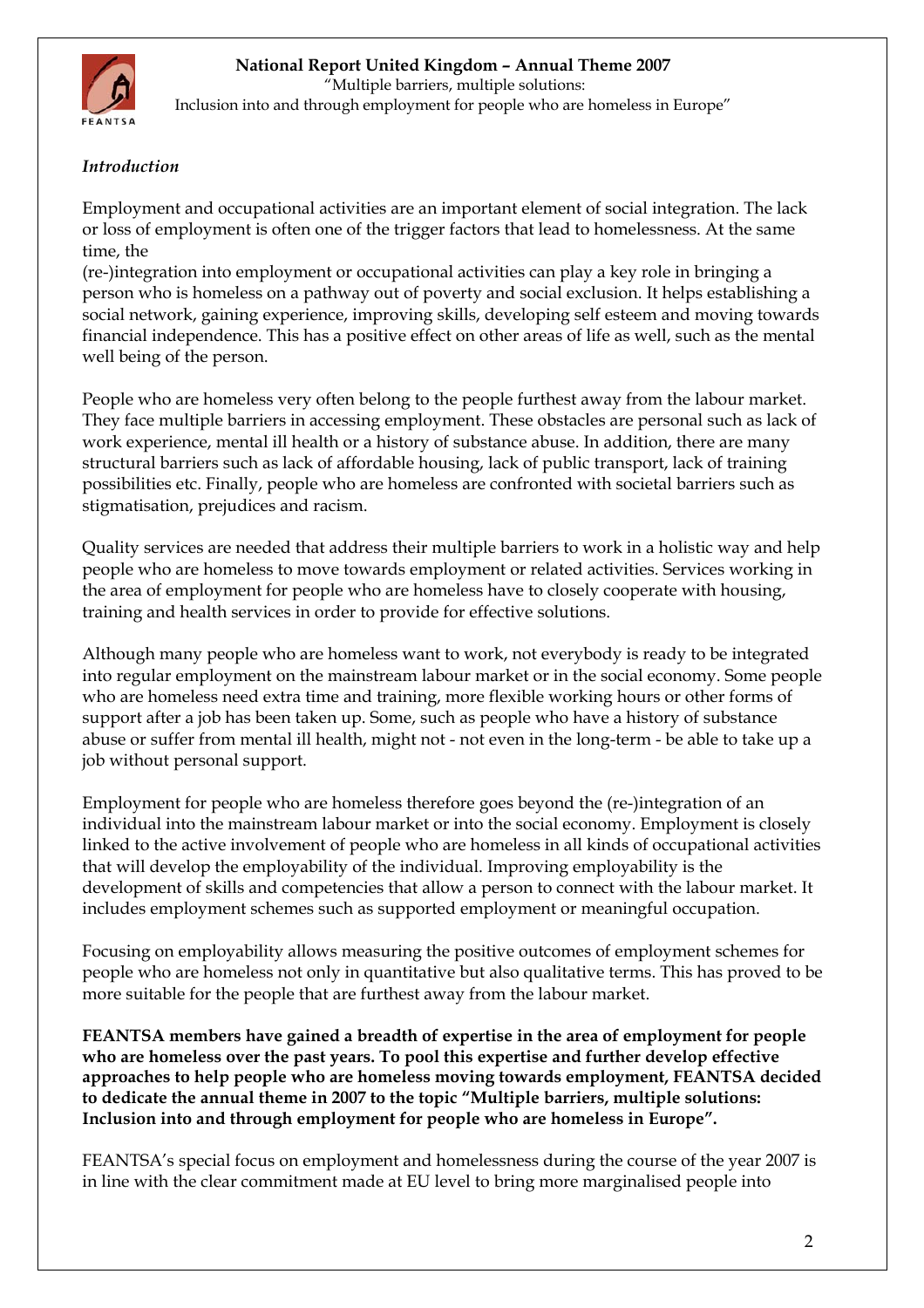*Introduction*

Employment and occupational activities are an important element of social integration. The lack or loss of employment is often one of the trigger factors that lead to homelessness. At the same time, the (re-)integration into employment or occupational activities can play a key role in bringing a person who is homeless on a pathway out of poverty and social exclusion. It helps establishing a social network, gaining experience, improving skills, developing self esteem and moving towards financial independence. This has a positive effect on other areas of life as well, such as the mental well being of the person.

People who are homeless very often belong to the people furthest away from the labour market. They face multiple barriers in accessing employment. These obstacles are personal such as lack of work experience, mental ill health or a history of substance abuse. In addition, there are many structural barriers such as lack of affordable housing, lack of public transport, lack of training possibilities etc. Finally, people who are homeless are confronted with societal barriers such as stigmatisation, prejudices and racism.

Quality services are needed that address their multiple barriers to work in a holistic way and help people who are homeless to move towards employment or related activities. Services working in the area of employment for people who are homeless have to closely cooperate with housing, training and health services in order to provide for effective solutions.

Although many people who are homeless want to work, not everybody is ready to be integrated into regular employment on the mainstream labour market or in the social economy. Some people who are homeless need extra time and training, more flexible working hours or other forms of support after a job has been taken up. Some, such as people who have a history of substance abuse or suffer from mental ill health, might not - not even in the long-term - be able to take up a job without personal support.

Employment for people who are homeless therefore goes beyond the (re-)integration of an individual into the mainstream labour market or into the social economy. Employment is closely linked to the active involvement of people who are homeless in all kinds of occupational activities that will develop the employability of the individual. Improving employability is the development of skills and competencies that allow a person to connect with the labour market. It includes employment schemes such as supported employment or meaningful occupation.

Focusing on employability allows measuring the positive outcomes of employment schemes for people who are homeless not only in quantitative but also qualitative terms. This has proved to be more suitable for the people that are furthest away from the labour market.

**FEANTSA members have gained a breadth of expertise in the area of employment for people who are homeless over the past years. To pool this expertise and further develop effective approaches to help people who are homeless moving towards employment, FEANTSA decided to dedicate the annual theme in 2007 to the topic "Multiple barriers, multiple solutions: Inclusion into and through employment for people who are homeless in Europe".**

FEANTSA's special focus on employment and homelessness during the course of the year 2007 is in line with the clear commitment made at EU level to bring more marginalised people into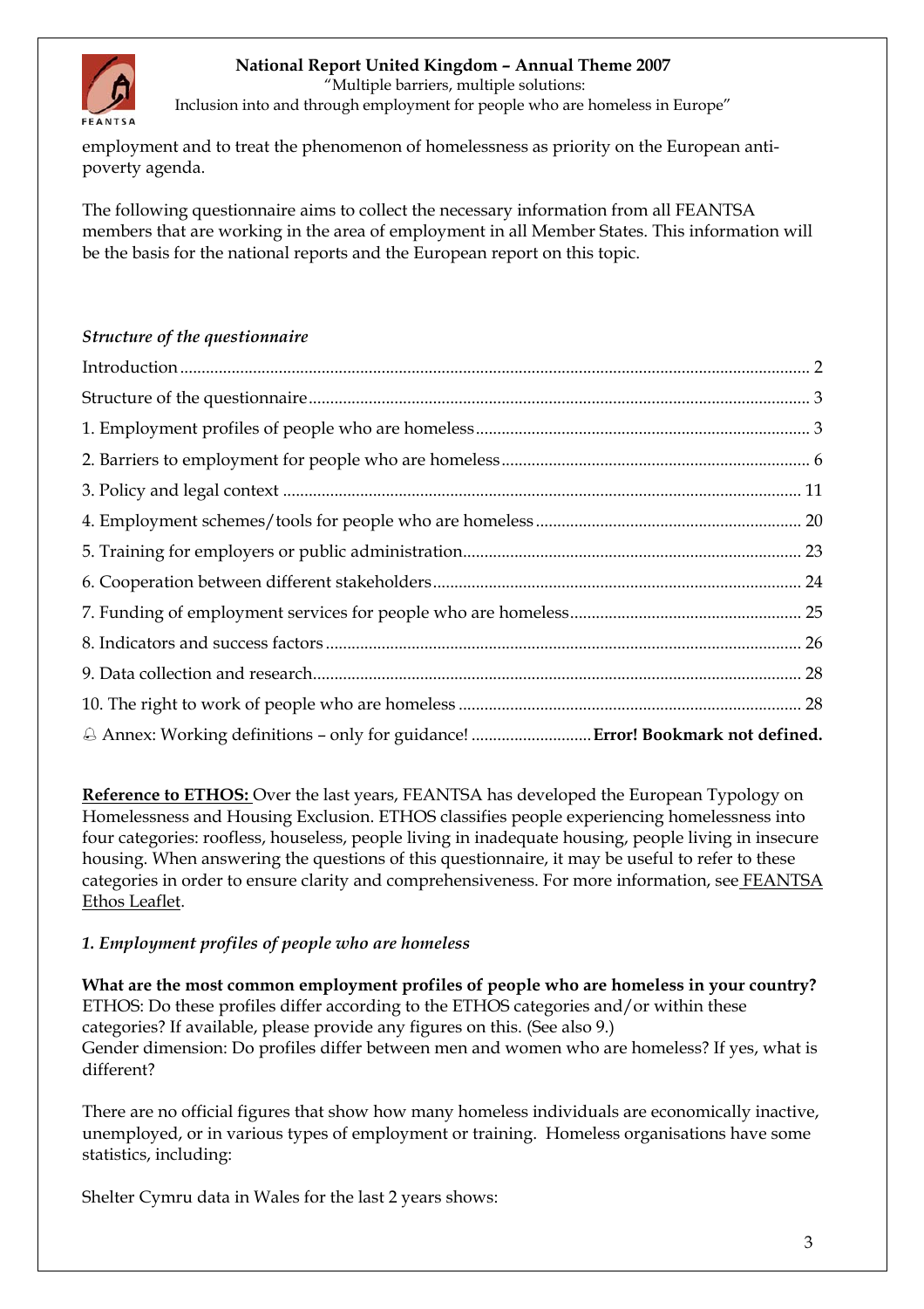employment and to treat the phenomenon of homelessness as priority on the European anti-poverty agenda.

The following questionnaire aims to collect the necessary information from all FEANTSA members that are working in the area of employment in all Member States. This information will be the basis for the national reports and the European report on this topic.

### *Structure of the questionnaire*

| | |
|---|---|
| Introduction | 2 |
| Structure of the questionnaire | 3 |
| 1. Employment profiles of people who are homeless | 3 |
| 2. Barriers to employment for people who are homeless | 6 |
| 3. Policy and legal context | 11 |
| 4. Employment schemes/tools for people who are homeless | 20 |
| 5. Training for employers or public administration | 23 |
| 6. Cooperation between different stakeholders | 24 |
| 7. Funding of employment services for people who are homeless | 25 |
| 8. Indicators and success factors | 26 |
| 9. Data collection and research | 28 |
| 10. The right to work of people who are homeless | 28 |
| Annex: Working definitions – only for guidance! | **Error! Bookmark not defined.** |

**Reference to ETHOS:** Over the last years, FEANTSA has developed the European Typology on Homelessness and Housing Exclusion. ETHOS classifies people experiencing homelessness into four categories: roofless, houseless, people living in inadequate housing, people living in insecure housing. When answering the questions of this questionnaire, it may be useful to refer to these categories in order to ensure clarity and comprehensiveness. For more information, see FEANTSA Ethos Leaflet.

### *1. Employment profiles of people who are homeless*

**What are the most common employment profiles of people who are homeless in your country?**
ETHOS: Do these profiles differ according to the ETHOS categories and/or within these categories? If available, please provide any figures on this. (See also 9.)
Gender dimension: Do profiles differ between men and women who are homeless? If yes, what is different?

There are no official figures that show how many homeless individuals are economically inactive, unemployed, or in various types of employment or training. Homeless organisations have some statistics, including:

Shelter Cymru data in Wales for the last 2 years shows: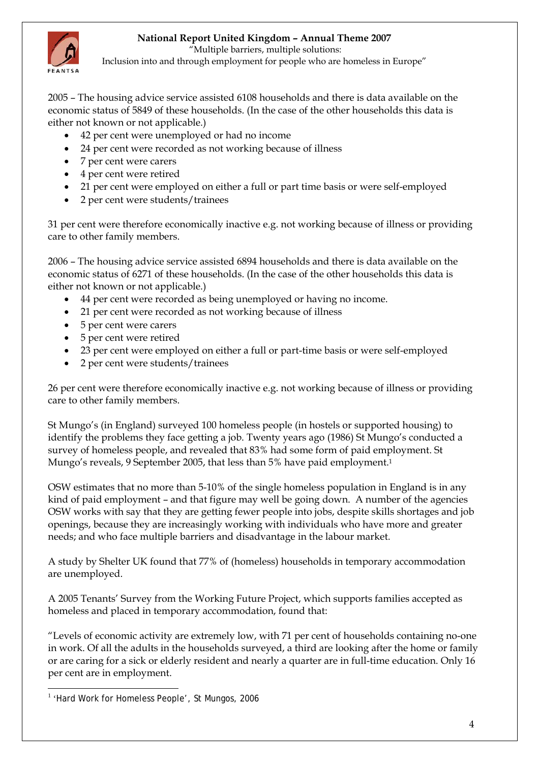2005 – The housing advice service assisted 6108 households and there is data available on the economic status of 5849 of these households. (In the case of the other households this data is either not known or not applicable.)

- 42 per cent were unemployed or had no income
- 24 per cent were recorded as not working because of illness
- 7 per cent were carers
- 4 per cent were retired
- 21 per cent were employed on either a full or part time basis or were self-employed
- 2 per cent were students/trainees

31 per cent were therefore economically inactive e.g. not working because of illness or providing care to other family members.

2006 – The housing advice service assisted 6894 households and there is data available on the economic status of 6271 of these households. (In the case of the other households this data is either not known or not applicable.)

- 44 per cent were recorded as being unemployed or having no income.
- 21 per cent were recorded as not working because of illness
- 5 per cent were carers
- 5 per cent were retired
- 23 per cent were employed on either a full or part-time basis or were self-employed
- 2 per cent were students/trainees

26 per cent were therefore economically inactive e.g. not working because of illness or providing care to other family members.

St Mungo's (in England) surveyed 100 homeless people (in hostels or supported housing) to identify the problems they face getting a job. Twenty years ago (1986) St Mungo's conducted a survey of homeless people, and revealed that 83% had some form of paid employment. St Mungo's reveals, 9 September 2005, that less than 5% have paid employment.[1]

OSW estimates that no more than 5-10% of the single homeless population in England is in any kind of paid employment – and that figure may well be going down. A number of the agencies OSW works with say that they are getting fewer people into jobs, despite skills shortages and job openings, because they are increasingly working with individuals who have more and greater needs; and who face multiple barriers and disadvantage in the labour market.

A study by Shelter UK found that 77% of (homeless) households in temporary accommodation are unemployed.

A 2005 Tenants' Survey from the Working Future Project, which supports families accepted as homeless and placed in temporary accommodation, found that:

"Levels of economic activity are extremely low, with 71 per cent of households containing no-one in work. Of all the adults in the households surveyed, a third are looking after the home or family or are caring for a sick or elderly resident and nearly a quarter are in full-time education. Only 16 per cent are in employment.

[1] 'Hard Work for Homeless People', St Mungos, 2006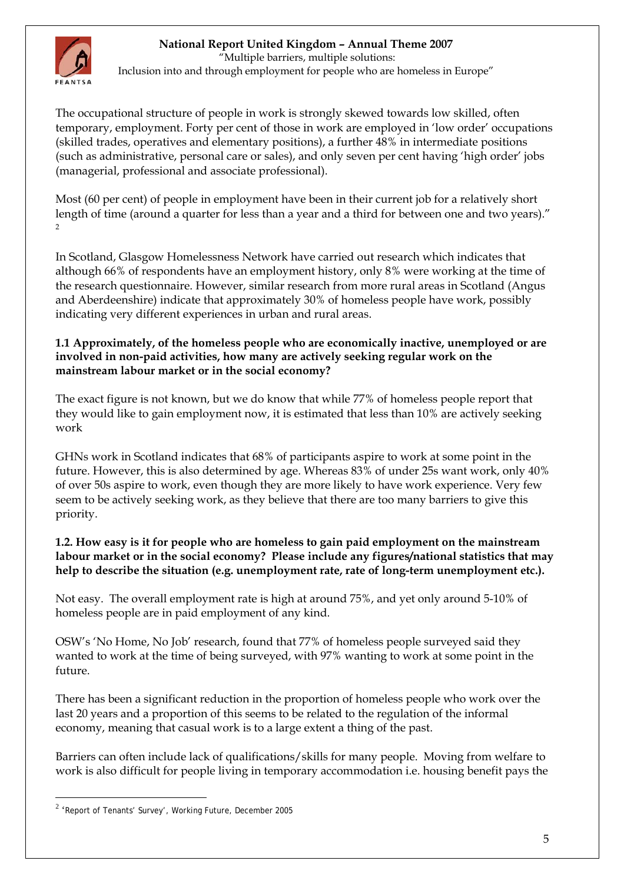The occupational structure of people in work is strongly skewed towards low skilled, often temporary, employment. Forty per cent of those in work are employed in 'low order' occupations (skilled trades, operatives and elementary positions), a further 48% in intermediate positions (such as administrative, personal care or sales), and only seven per cent having 'high order' jobs (managerial, professional and associate professional).

Most (60 per cent) of people in employment have been in their current job for a relatively short length of time (around a quarter for less than a year and a third for between one and two years)." [2]

In Scotland, Glasgow Homelessness Network have carried out research which indicates that although 66% of respondents have an employment history, only 8% were working at the time of the research questionnaire. However, similar research from more rural areas in Scotland (Angus and Aberdeenshire) indicate that approximately 30% of homeless people have work, possibly indicating very different experiences in urban and rural areas.

**1.1 Approximately, of the homeless people who are economically inactive, unemployed or are involved in non-paid activities, how many are actively seeking regular work on the mainstream labour market or in the social economy?**

The exact figure is not known, but we do know that while 77% of homeless people report that they would like to gain employment now, it is estimated that less than 10% are actively seeking work

GHNs work in Scotland indicates that 68% of participants aspire to work at some point in the future. However, this is also determined by age. Whereas 83% of under 25s want work, only 40% of over 50s aspire to work, even though they are more likely to have work experience. Very few seem to be actively seeking work, as they believe that there are too many barriers to give this priority.

**1.2. How easy is it for people who are homeless to gain paid employment on the mainstream labour market or in the social economy? Please include any figures/national statistics that may help to describe the situation (e.g. unemployment rate, rate of long-term unemployment etc.).**

Not easy. The overall employment rate is high at around 75%, and yet only around 5-10% of homeless people are in paid employment of any kind.

OSW's 'No Home, No Job' research, found that 77% of homeless people surveyed said they wanted to work at the time of being surveyed, with 97% wanting to work at some point in the future.

There has been a significant reduction in the proportion of homeless people who work over the last 20 years and a proportion of this seems to be related to the regulation of the informal economy, meaning that casual work is to a large extent a thing of the past.

Barriers can often include lack of qualifications/skills for many people. Moving from welfare to work is also difficult for people living in temporary accommodation i.e. housing benefit pays the

[2] 'Report of Tenants' Survey', Working Future, December 2005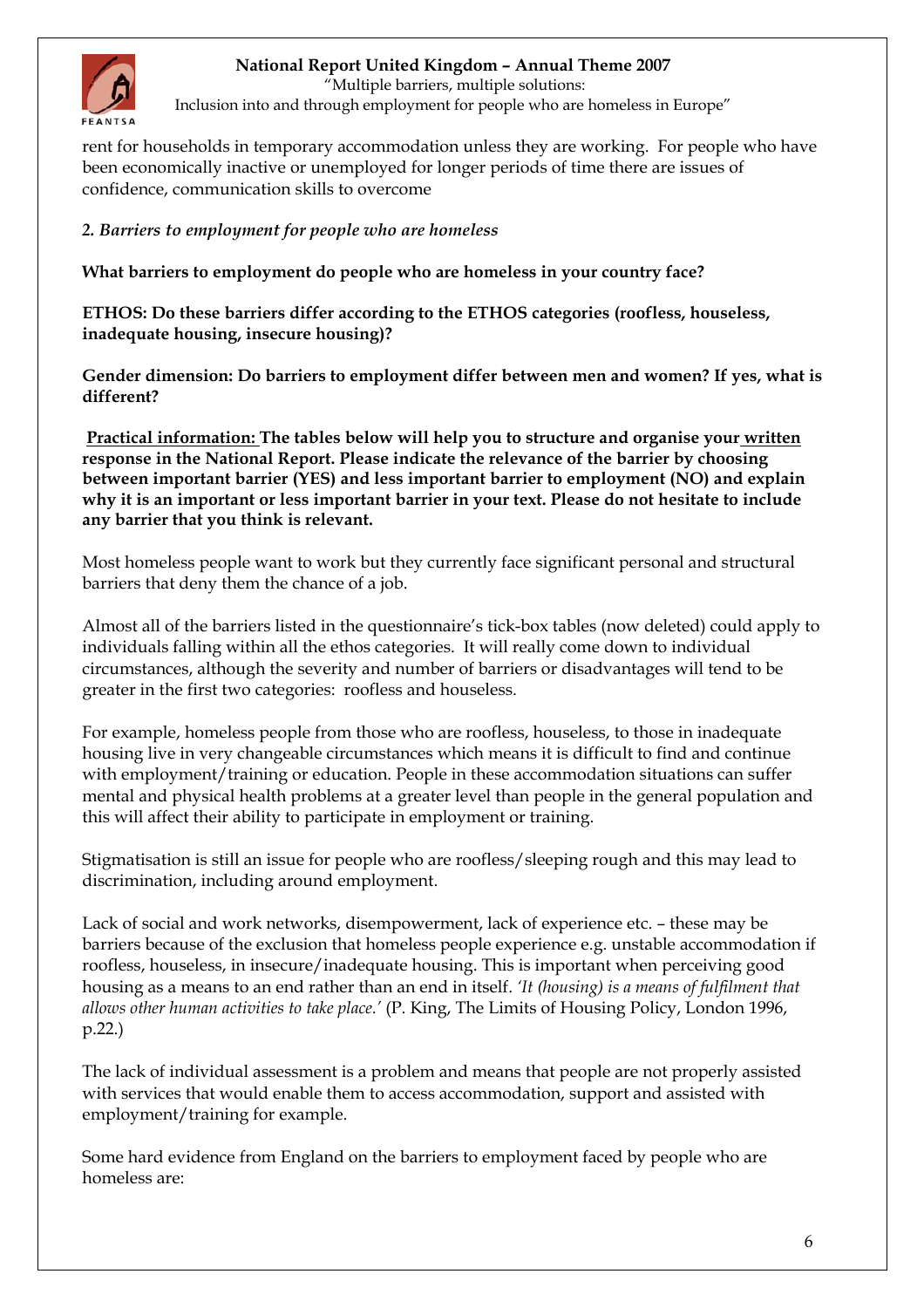rent for households in temporary accommodation unless they are working. For people who have been economically inactive or unemployed for longer periods of time there are issues of confidence, communication skills to overcome

*2. Barriers to employment for people who are homeless*

**What barriers to employment do people who are homeless in your country face?**

**ETHOS: Do these barriers differ according to the ETHOS categories (roofless, houseless, inadequate housing, insecure housing)?**

**Gender dimension: Do barriers to employment differ between men and women? If yes, what is different?**

**Practical information: The tables below will help you to structure and organise your written response in the National Report. Please indicate the relevance of the barrier by choosing between important barrier (YES) and less important barrier to employment (NO) and explain why it is an important or less important barrier in your text. Please do not hesitate to include any barrier that you think is relevant.**

Most homeless people want to work but they currently face significant personal and structural barriers that deny them the chance of a job.

Almost all of the barriers listed in the questionnaire's tick-box tables (now deleted) could apply to individuals falling within all the ethos categories. It will really come down to individual circumstances, although the severity and number of barriers or disadvantages will tend to be greater in the first two categories: roofless and houseless.

For example, homeless people from those who are roofless, houseless, to those in inadequate housing live in very changeable circumstances which means it is difficult to find and continue with employment/training or education. People in these accommodation situations can suffer mental and physical health problems at a greater level than people in the general population and this will affect their ability to participate in employment or training.

Stigmatisation is still an issue for people who are roofless/sleeping rough and this may lead to discrimination, including around employment.

Lack of social and work networks, disempowerment, lack of experience etc. – these may be barriers because of the exclusion that homeless people experience e.g. unstable accommodation if roofless, houseless, in insecure/inadequate housing. This is important when perceiving good housing as a means to an end rather than an end in itself. *'It (housing) is a means of fulfilment that allows other human activities to take place.'* (P. King, The Limits of Housing Policy, London 1996, p.22.)

The lack of individual assessment is a problem and means that people are not properly assisted with services that would enable them to access accommodation, support and assisted with employment/training for example.

Some hard evidence from England on the barriers to employment faced by people who are homeless are: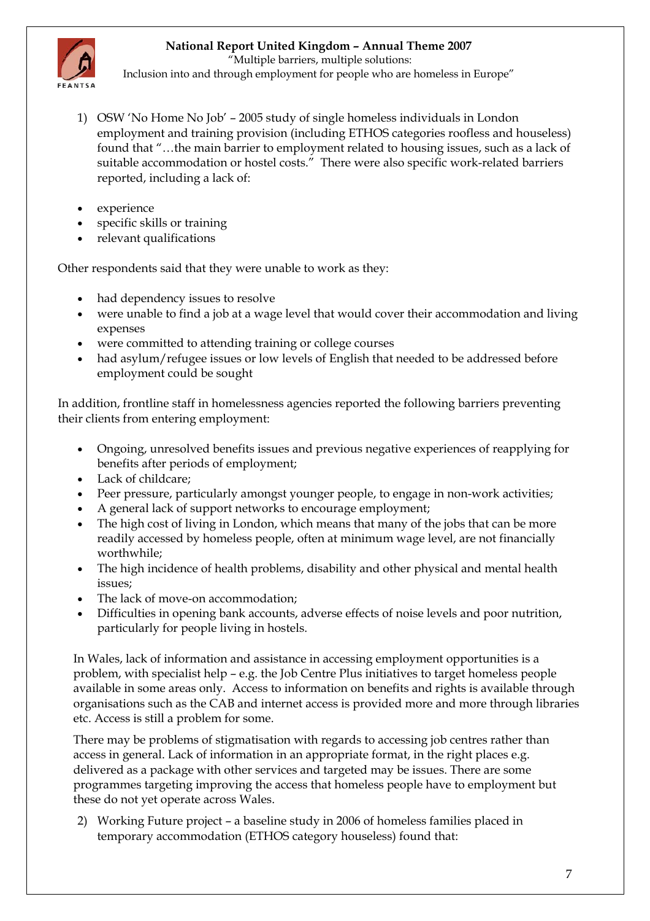1) OSW 'No Home No Job' – 2005 study of single homeless individuals in London employment and training provision (including ETHOS categories roofless and houseless) found that "…the main barrier to employment related to housing issues, such as a lack of suitable accommodation or hostel costs." There were also specific work-related barriers reported, including a lack of:

- experience
- specific skills or training
- relevant qualifications

Other respondents said that they were unable to work as they:

- had dependency issues to resolve
- were unable to find a job at a wage level that would cover their accommodation and living expenses
- were committed to attending training or college courses
- had asylum/refugee issues or low levels of English that needed to be addressed before employment could be sought

In addition, frontline staff in homelessness agencies reported the following barriers preventing their clients from entering employment:

- Ongoing, unresolved benefits issues and previous negative experiences of reapplying for benefits after periods of employment;
- Lack of childcare;
- Peer pressure, particularly amongst younger people, to engage in non-work activities;
- A general lack of support networks to encourage employment;
- The high cost of living in London, which means that many of the jobs that can be more readily accessed by homeless people, often at minimum wage level, are not financially worthwhile;
- The high incidence of health problems, disability and other physical and mental health issues;
- The lack of move-on accommodation;
- Difficulties in opening bank accounts, adverse effects of noise levels and poor nutrition, particularly for people living in hostels.

In Wales, lack of information and assistance in accessing employment opportunities is a problem, with specialist help – e.g. the Job Centre Plus initiatives to target homeless people available in some areas only. Access to information on benefits and rights is available through organisations such as the CAB and internet access is provided more and more through libraries etc. Access is still a problem for some.

There may be problems of stigmatisation with regards to accessing job centres rather than access in general. Lack of information in an appropriate format, in the right places e.g. delivered as a package with other services and targeted may be issues. There are some programmes targeting improving the access that homeless people have to employment but these do not yet operate across Wales.

2) Working Future project – a baseline study in 2006 of homeless families placed in temporary accommodation (ETHOS category houseless) found that: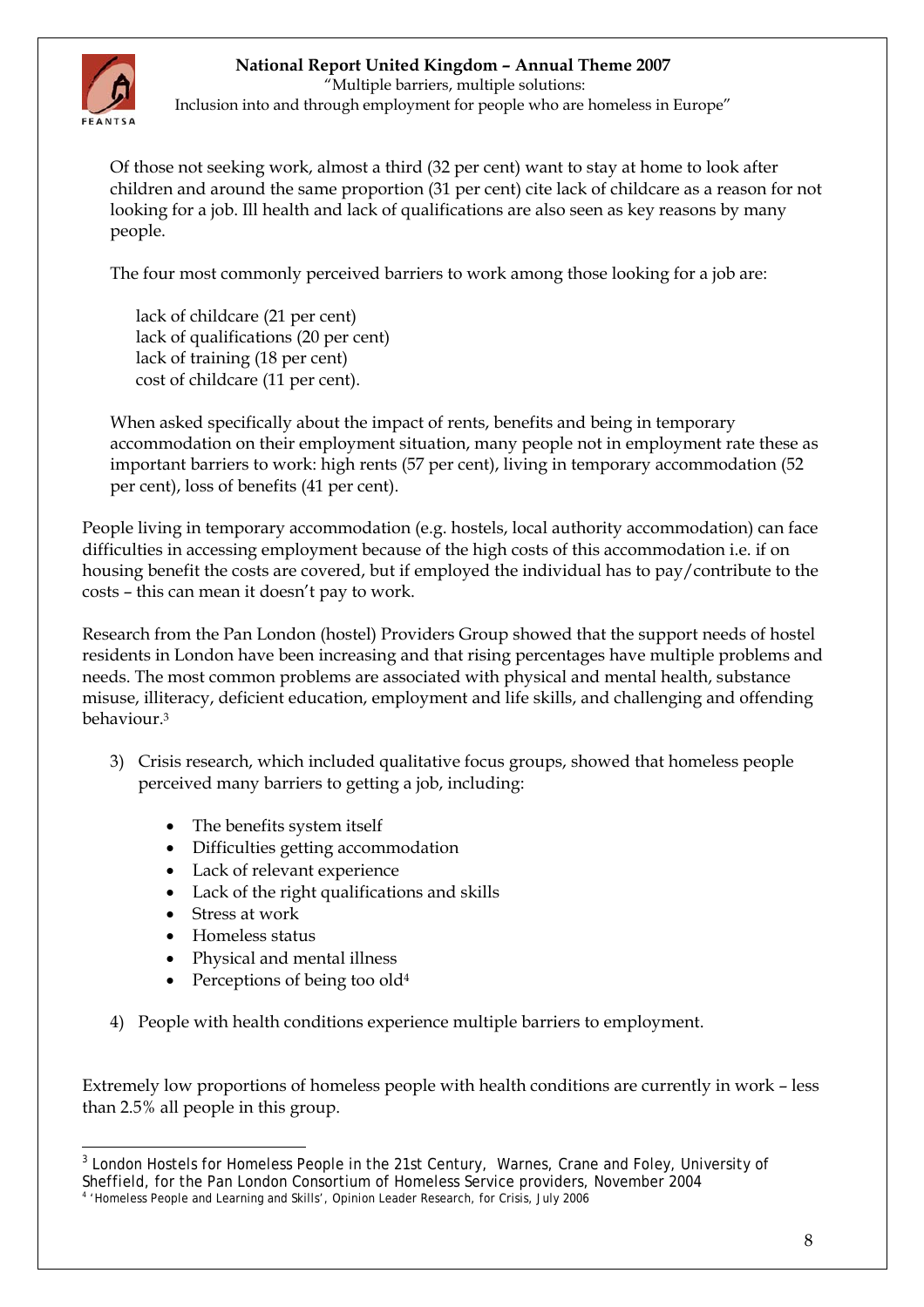Of those not seeking work, almost a third (32 per cent) want to stay at home to look after children and around the same proportion (31 per cent) cite lack of childcare as a reason for not looking for a job. Ill health and lack of qualifications are also seen as key reasons by many people.

The four most commonly perceived barriers to work among those looking for a job are:

lack of childcare (21 per cent)
lack of qualifications (20 per cent)
lack of training (18 per cent)
cost of childcare (11 per cent).

When asked specifically about the impact of rents, benefits and being in temporary accommodation on their employment situation, many people not in employment rate these as important barriers to work: high rents (57 per cent), living in temporary accommodation (52 per cent), loss of benefits (41 per cent).

People living in temporary accommodation (e.g. hostels, local authority accommodation) can face difficulties in accessing employment because of the high costs of this accommodation i.e. if on housing benefit the costs are covered, but if employed the individual has to pay/contribute to the costs – this can mean it doesn't pay to work.

Research from the Pan London (hostel) Providers Group showed that the support needs of hostel residents in London have been increasing and that rising percentages have multiple problems and needs. The most common problems are associated with physical and mental health, substance misuse, illiteracy, deficient education, employment and life skills, and challenging and offending behaviour.[3]

3) Crisis research, which included qualitative focus groups, showed that homeless people perceived many barriers to getting a job, including:

- The benefits system itself
- Difficulties getting accommodation
- Lack of relevant experience
- Lack of the right qualifications and skills
- Stress at work
- Homeless status
- Physical and mental illness
- Perceptions of being too old[4]

4) People with health conditions experience multiple barriers to employment.

Extremely low proportions of homeless people with health conditions are currently in work – less than 2.5% all people in this group.

---

[3] London Hostels for Homeless People in the 21st Century, Warnes, Crane and Foley, University of Sheffield, for the Pan London Consortium of Homeless Service providers, November 2004

[4] 'Homeless People and Learning and Skills', Opinion Leader Research, for Crisis, July 2006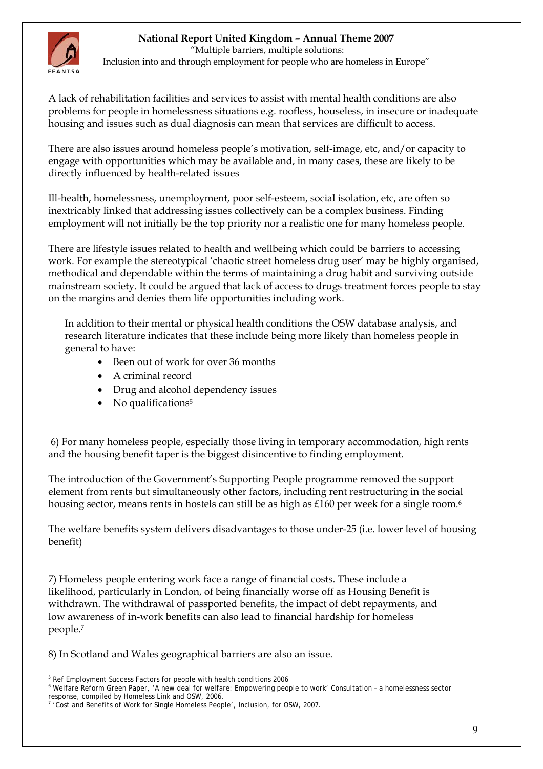A lack of rehabilitation facilities and services to assist with mental health conditions are also problems for people in homelessness situations e.g. roofless, houseless, in insecure or inadequate housing and issues such as dual diagnosis can mean that services are difficult to access.

There are also issues around homeless people's motivation, self-image, etc, and/or capacity to engage with opportunities which may be available and, in many cases, these are likely to be directly influenced by health-related issues

Ill-health, homelessness, unemployment, poor self-esteem, social isolation, etc, are often so inextricably linked that addressing issues collectively can be a complex business. Finding employment will not initially be the top priority nor a realistic one for many homeless people.

There are lifestyle issues related to health and wellbeing which could be barriers to accessing work. For example the stereotypical 'chaotic street homeless drug user' may be highly organised, methodical and dependable within the terms of maintaining a drug habit and surviving outside mainstream society. It could be argued that lack of access to drugs treatment forces people to stay on the margins and denies them life opportunities including work.

In addition to their mental or physical health conditions the OSW database analysis, and research literature indicates that these include being more likely than homeless people in general to have:

- Been out of work for over 36 months
- A criminal record
- Drug and alcohol dependency issues
- No qualifications[5]

6) For many homeless people, especially those living in temporary accommodation, high rents and the housing benefit taper is the biggest disincentive to finding employment.

The introduction of the Government's Supporting People programme removed the support element from rents but simultaneously other factors, including rent restructuring in the social housing sector, means rents in hostels can still be as high as £160 per week for a single room.[6]

The welfare benefits system delivers disadvantages to those under-25 (i.e. lower level of housing benefit)

7) Homeless people entering work face a range of financial costs. These include a likelihood, particularly in London, of being financially worse off as Housing Benefit is withdrawn. The withdrawal of passported benefits, the impact of debt repayments, and low awareness of in-work benefits can also lead to financial hardship for homeless people.[7]

8) In Scotland and Wales geographical barriers are also an issue.

---

[5] Ref Employment Success Factors for people with health conditions 2006

[6] Welfare Reform Green Paper, 'A new deal for welfare: Empowering people to work' Consultation – a homelessness sector response, compiled by Homeless Link and OSW, 2006.

[7] 'Cost and Benefits of Work for Single Homeless People', Inclusion, for OSW, 2007.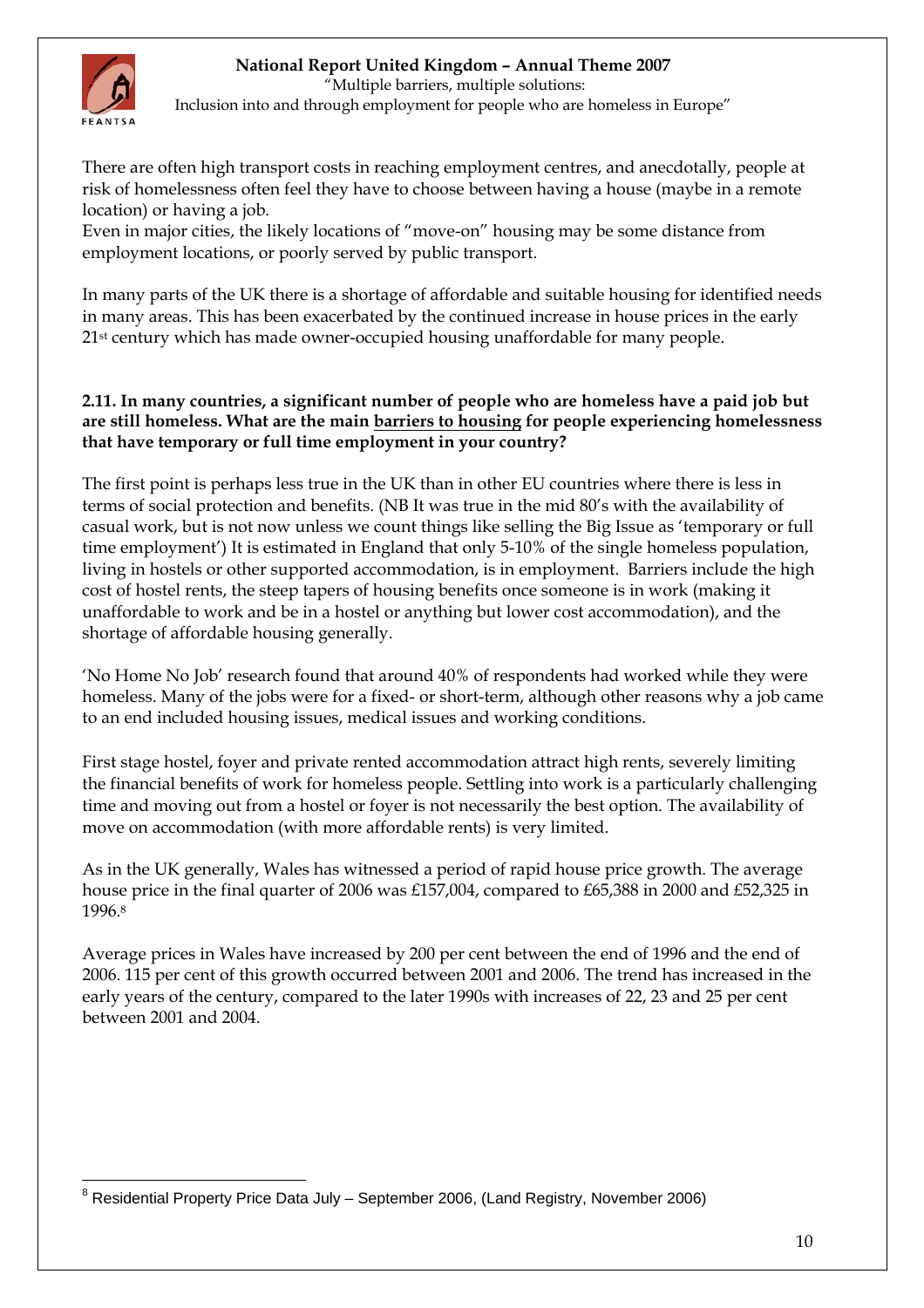There are often high transport costs in reaching employment centres, and anecdotally, people at risk of homelessness often feel they have to choose between having a house (maybe in a remote location) or having a job.
Even in major cities, the likely locations of "move-on" housing may be some distance from employment locations, or poorly served by public transport.

In many parts of the UK there is a shortage of affordable and suitable housing for identified needs in many areas. This has been exacerbated by the continued increase in house prices in the early 21st century which has made owner-occupied housing unaffordable for many people.

**2.11. In many countries, a significant number of people who are homeless have a paid job but are still homeless. What are the main <u>barriers to housing</u> for people experiencing homelessness that have temporary or full time employment in your country?**

The first point is perhaps less true in the UK than in other EU countries where there is less in terms of social protection and benefits. (NB It was true in the mid 80's with the availability of casual work, but is not now unless we count things like selling the Big Issue as 'temporary or full time employment') It is estimated in England that only 5-10% of the single homeless population, living in hostels or other supported accommodation, is in employment. Barriers include the high cost of hostel rents, the steep tapers of housing benefits once someone is in work (making it unaffordable to work and be in a hostel or anything but lower cost accommodation), and the shortage of affordable housing generally.

'No Home No Job' research found that around 40% of respondents had worked while they were homeless. Many of the jobs were for a fixed- or short-term, although other reasons why a job came to an end included housing issues, medical issues and working conditions.

First stage hostel, foyer and private rented accommodation attract high rents, severely limiting the financial benefits of work for homeless people. Settling into work is a particularly challenging time and moving out from a hostel or foyer is not necessarily the best option. The availability of move on accommodation (with more affordable rents) is very limited.

As in the UK generally, Wales has witnessed a period of rapid house price growth. The average house price in the final quarter of 2006 was £157,004, compared to £65,388 in 2000 and £52,325 in 1996.[8]

Average prices in Wales have increased by 200 per cent between the end of 1996 and the end of 2006. 115 per cent of this growth occurred between 2001 and 2006. The trend has increased in the early years of the century, compared to the later 1990s with increases of 22, 23 and 25 per cent between 2001 and 2004.

---

[8] Residential Property Price Data July – September 2006, (Land Registry, November 2006)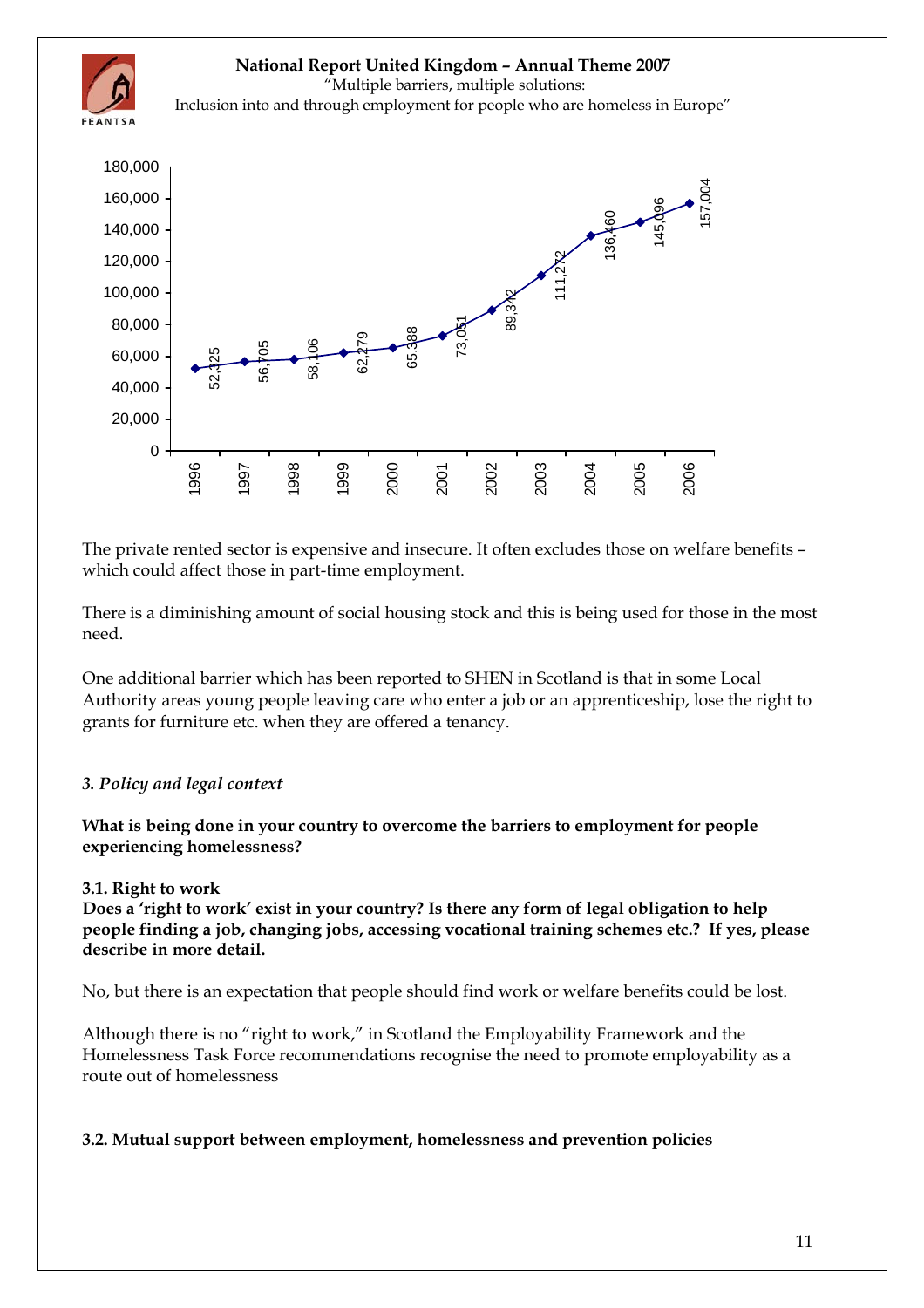| Year | Value |
|---|---|
| 1996 | 52,325 |
| 1997 | 56,705 |
| 1998 | 58,106 |
| 1999 | 62,279 |
| 2000 | 65,388 |
| 2001 | 73,051 |
| 2002 | 89,342 |
| 2003 | 111,272 |
| 2004 | 136,460 |
| 2005 | 145,096 |
| 2006 | 157,004 |

The private rented sector is expensive and insecure. It often excludes those on welfare benefits – which could affect those in part-time employment.

There is a diminishing amount of social housing stock and this is being used for those in the most need.

One additional barrier which has been reported to SHEN in Scotland is that in some Local Authority areas young people leaving care who enter a job or an apprenticeship, lose the right to grants for furniture etc. when they are offered a tenancy.

### *3. Policy and legal context*

**What is being done in your country to overcome the barriers to employment for people experiencing homelessness?**

#### 3.1. Right to work

**Does a 'right to work' exist in your country? Is there any form of legal obligation to help people finding a job, changing jobs, accessing vocational training schemes etc.? If yes, please describe in more detail.**

No, but there is an expectation that people should find work or welfare benefits could be lost.

Although there is no "right to work," in Scotland the Employability Framework and the Homelessness Task Force recommendations recognise the need to promote employability as a route out of homelessness

#### 3.2. Mutual support between employment, homelessness and prevention policies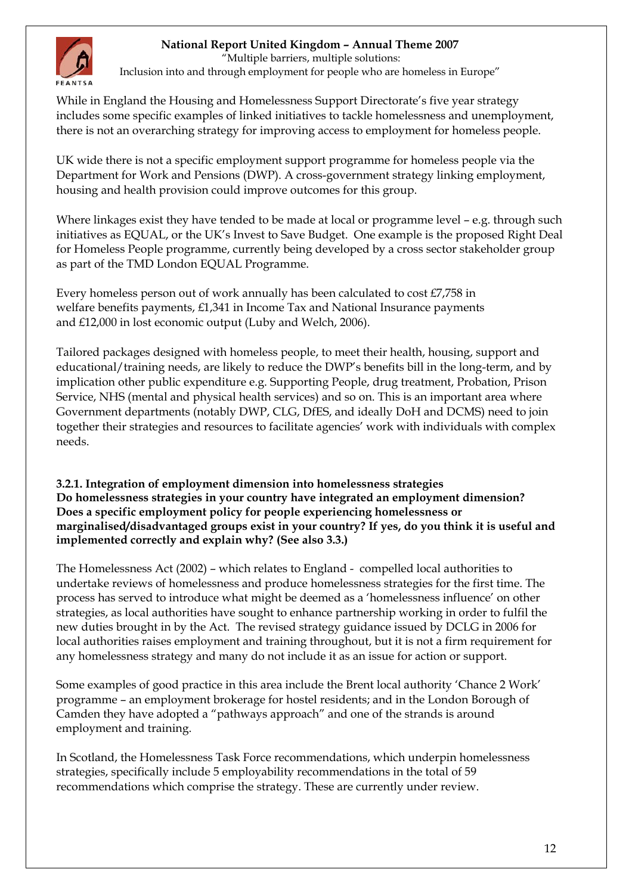While in England the Housing and Homelessness Support Directorate's five year strategy includes some specific examples of linked initiatives to tackle homelessness and unemployment, there is not an overarching strategy for improving access to employment for homeless people.

UK wide there is not a specific employment support programme for homeless people via the Department for Work and Pensions (DWP). A cross-government strategy linking employment, housing and health provision could improve outcomes for this group.

Where linkages exist they have tended to be made at local or programme level – e.g. through such initiatives as EQUAL, or the UK's Invest to Save Budget. One example is the proposed Right Deal for Homeless People programme, currently being developed by a cross sector stakeholder group as part of the TMD London EQUAL Programme.

Every homeless person out of work annually has been calculated to cost £7,758 in welfare benefits payments, £1,341 in Income Tax and National Insurance payments and £12,000 in lost economic output (Luby and Welch, 2006).

Tailored packages designed with homeless people, to meet their health, housing, support and educational/training needs, are likely to reduce the DWP's benefits bill in the long-term, and by implication other public expenditure e.g. Supporting People, drug treatment, Probation, Prison Service, NHS (mental and physical health services) and so on. This is an important area where Government departments (notably DWP, CLG, DfES, and ideally DoH and DCMS) need to join together their strategies and resources to facilitate agencies' work with individuals with complex needs.

**3.2.1. Integration of employment dimension into homelessness strategies**
**Do homelessness strategies in your country have integrated an employment dimension? Does a specific employment policy for people experiencing homelessness or marginalised/disadvantaged groups exist in your country? If yes, do you think it is useful and implemented correctly and explain why? (See also 3.3.)**

The Homelessness Act (2002) – which relates to England - compelled local authorities to undertake reviews of homelessness and produce homelessness strategies for the first time. The process has served to introduce what might be deemed as a 'homelessness influence' on other strategies, as local authorities have sought to enhance partnership working in order to fulfil the new duties brought in by the Act. The revised strategy guidance issued by DCLG in 2006 for local authorities raises employment and training throughout, but it is not a firm requirement for any homelessness strategy and many do not include it as an issue for action or support.

Some examples of good practice in this area include the Brent local authority 'Chance 2 Work' programme – an employment brokerage for hostel residents; and in the London Borough of Camden they have adopted a "pathways approach" and one of the strands is around employment and training.

In Scotland, the Homelessness Task Force recommendations, which underpin homelessness strategies, specifically include 5 employability recommendations in the total of 59 recommendations which comprise the strategy. These are currently under review.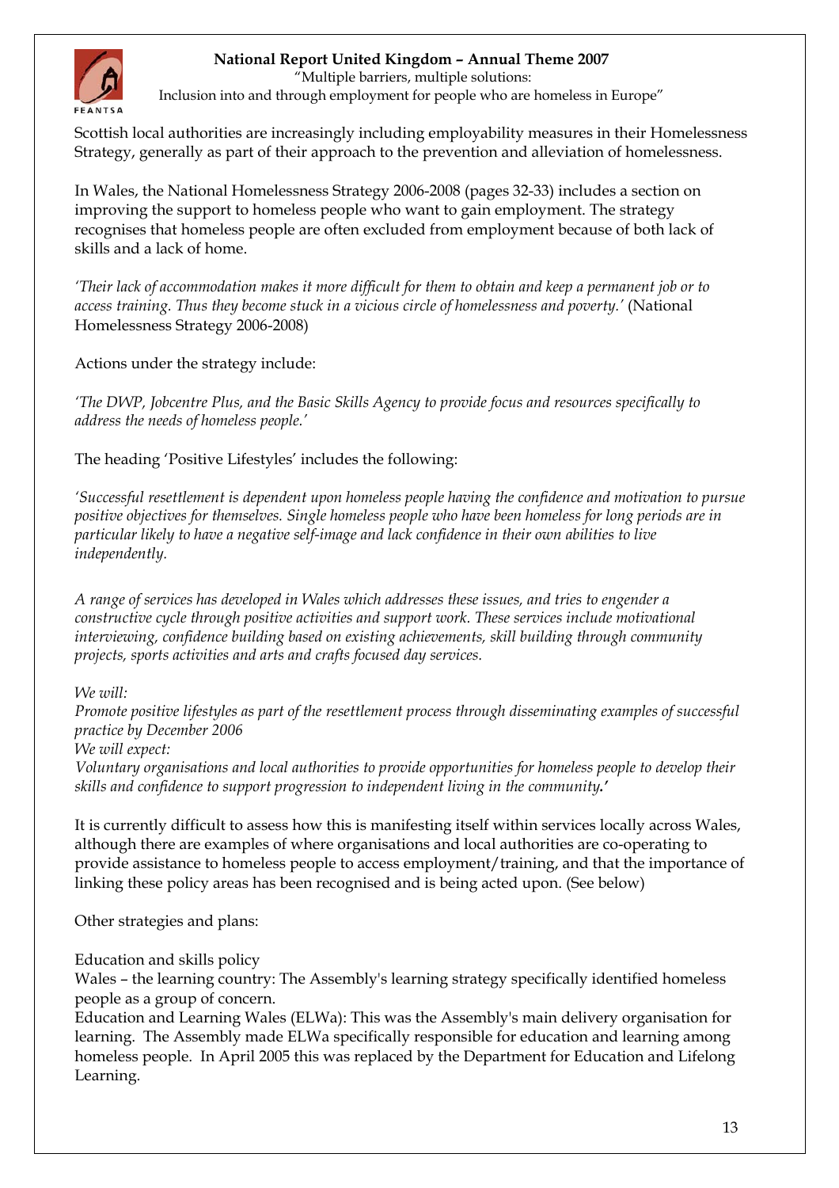Scottish local authorities are increasingly including employability measures in their Homelessness Strategy, generally as part of their approach to the prevention and alleviation of homelessness.

In Wales, the National Homelessness Strategy 2006-2008 (pages 32-33) includes a section on improving the support to homeless people who want to gain employment. The strategy recognises that homeless people are often excluded from employment because of both lack of skills and a lack of home.

*'Their lack of accommodation makes it more difficult for them to obtain and keep a permanent job or to access training. Thus they become stuck in a vicious circle of homelessness and poverty.'* (National Homelessness Strategy 2006-2008)

Actions under the strategy include:

*'The DWP, Jobcentre Plus, and the Basic Skills Agency to provide focus and resources specifically to address the needs of homeless people.'*

The heading 'Positive Lifestyles' includes the following:

*'Successful resettlement is dependent upon homeless people having the confidence and motivation to pursue positive objectives for themselves. Single homeless people who have been homeless for long periods are in particular likely to have a negative self-image and lack confidence in their own abilities to live independently.*

*A range of services has developed in Wales which addresses these issues, and tries to engender a constructive cycle through positive activities and support work. These services include motivational interviewing, confidence building based on existing achievements, skill building through community projects, sports activities and arts and crafts focused day services.*

*We will:*
*Promote positive lifestyles as part of the resettlement process through disseminating examples of successful practice by December 2006*
*We will expect:*
*Voluntary organisations and local authorities to provide opportunities for homeless people to develop their skills and confidence to support progression to independent living in the community.'*

It is currently difficult to assess how this is manifesting itself within services locally across Wales, although there are examples of where organisations and local authorities are co-operating to provide assistance to homeless people to access employment/training, and that the importance of linking these policy areas has been recognised and is being acted upon. (See below)

Other strategies and plans:

Education and skills policy
Wales – the learning country: The Assembly's learning strategy specifically identified homeless people as a group of concern.
Education and Learning Wales (ELWa): This was the Assembly's main delivery organisation for learning. The Assembly made ELWa specifically responsible for education and learning among homeless people. In April 2005 this was replaced by the Department for Education and Lifelong Learning.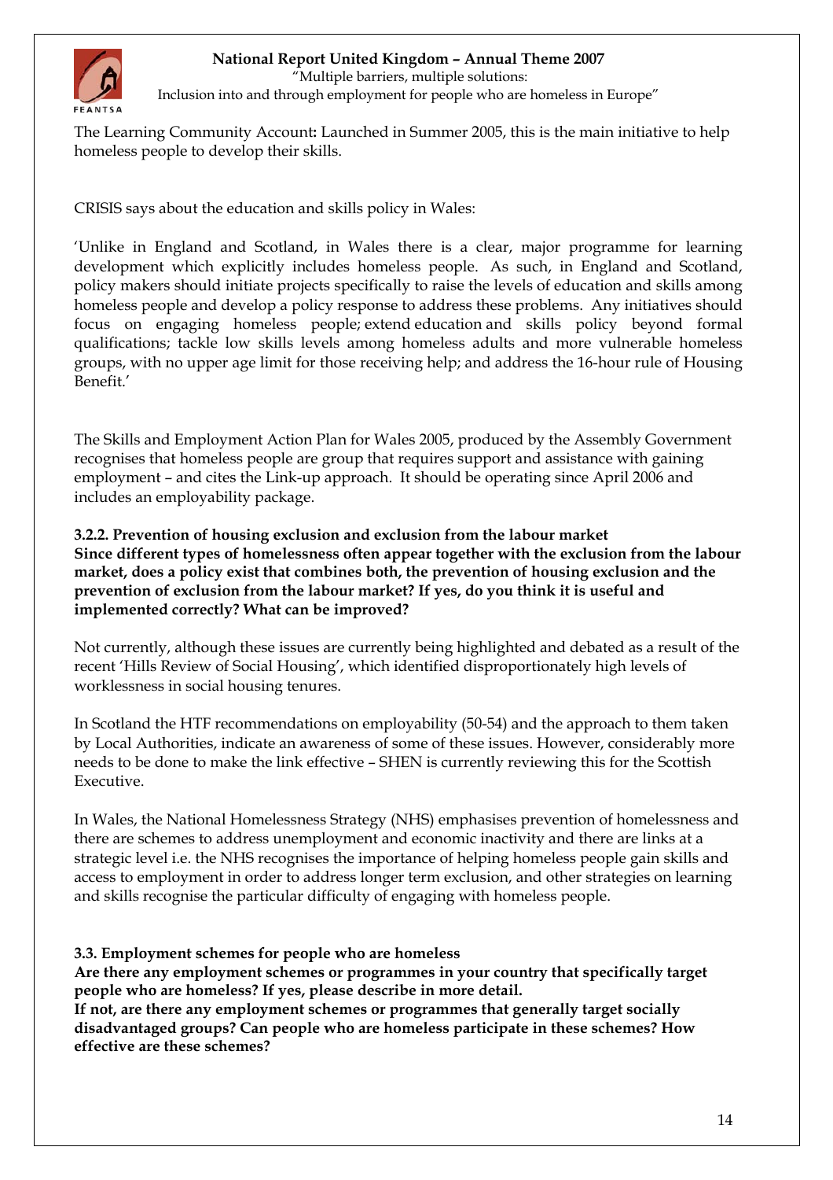The Learning Community Account**:** Launched in Summer 2005, this is the main initiative to help homeless people to develop their skills.

CRISIS says about the education and skills policy in Wales:

'Unlike in England and Scotland, in Wales there is a clear, major programme for learning development which explicitly includes homeless people. As such, in England and Scotland, policy makers should initiate projects specifically to raise the levels of education and skills among homeless people and develop a policy response to address these problems. Any initiatives should focus on engaging homeless people; extend education and skills policy beyond formal qualifications; tackle low skills levels among homeless adults and more vulnerable homeless groups, with no upper age limit for those receiving help; and address the 16-hour rule of Housing Benefit.'

The Skills and Employment Action Plan for Wales 2005, produced by the Assembly Government recognises that homeless people are group that requires support and assistance with gaining employment – and cites the Link-up approach. It should be operating since April 2006 and includes an employability package.

### 3.2.2. Prevention of housing exclusion and exclusion from the labour market

**Since different types of homelessness often appear together with the exclusion from the labour market, does a policy exist that combines both, the prevention of housing exclusion and the prevention of exclusion from the labour market? If yes, do you think it is useful and implemented correctly? What can be improved?**

Not currently, although these issues are currently being highlighted and debated as a result of the recent 'Hills Review of Social Housing', which identified disproportionately high levels of worklessness in social housing tenures.

In Scotland the HTF recommendations on employability (50-54) and the approach to them taken by Local Authorities, indicate an awareness of some of these issues. However, considerably more needs to be done to make the link effective – SHEN is currently reviewing this for the Scottish Executive.

In Wales, the National Homelessness Strategy (NHS) emphasises prevention of homelessness and there are schemes to address unemployment and economic inactivity and there are links at a strategic level i.e. the NHS recognises the importance of helping homeless people gain skills and access to employment in order to address longer term exclusion, and other strategies on learning and skills recognise the particular difficulty of engaging with homeless people.

### 3.3. Employment schemes for people who are homeless

**Are there any employment schemes or programmes in your country that specifically target people who are homeless? If yes, please describe in more detail.**
**If not, are there any employment schemes or programmes that generally target socially disadvantaged groups? Can people who are homeless participate in these schemes? How effective are these schemes?**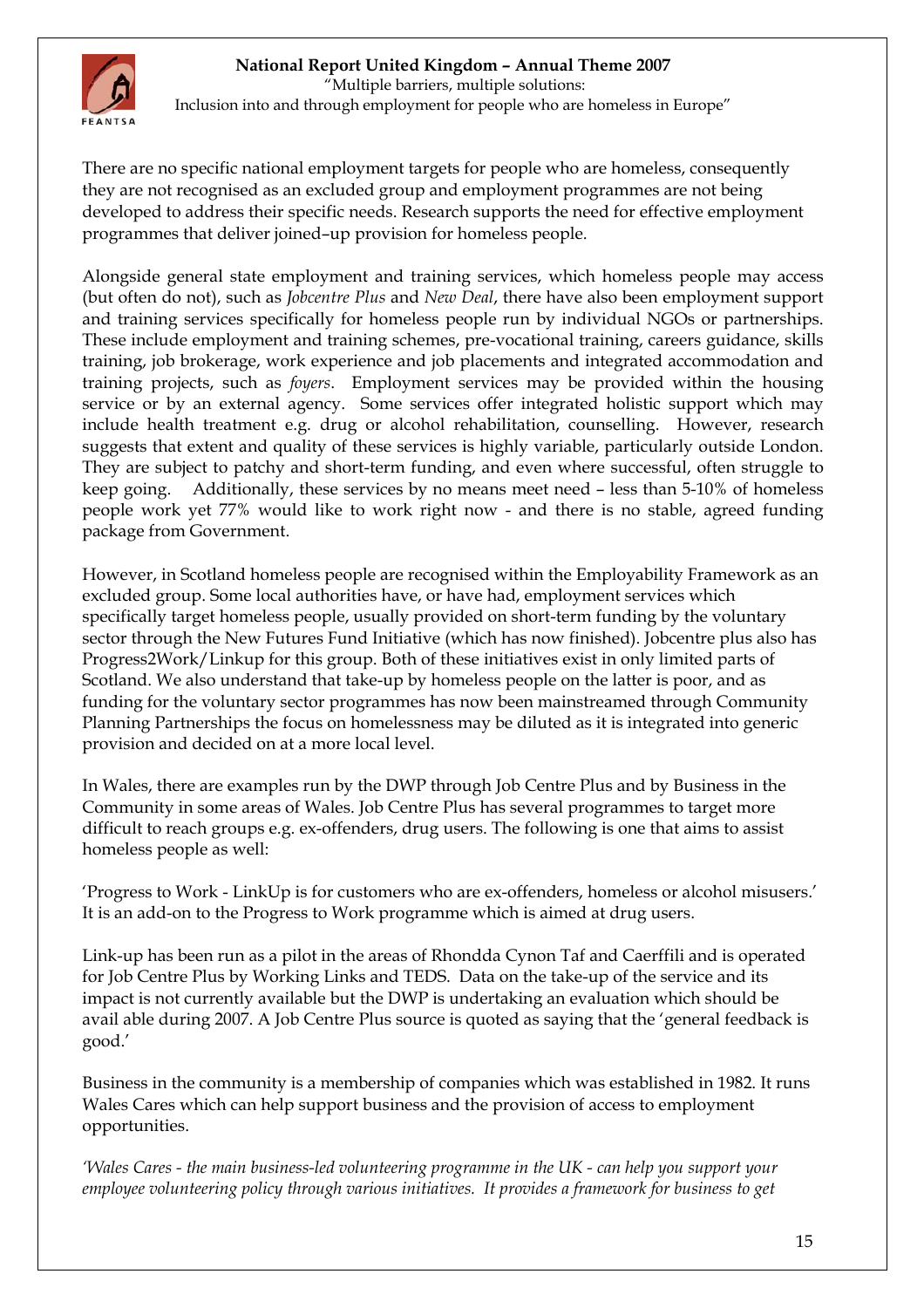There are no specific national employment targets for people who are homeless, consequently they are not recognised as an excluded group and employment programmes are not being developed to address their specific needs. Research supports the need for effective employment programmes that deliver joined–up provision for homeless people.

Alongside general state employment and training services, which homeless people may access (but often do not), such as *Jobcentre Plus* and *New Deal*, there have also been employment support and training services specifically for homeless people run by individual NGOs or partnerships. These include employment and training schemes, pre-vocational training, careers guidance, skills training, job brokerage, work experience and job placements and integrated accommodation and training projects, such as *foyers*. Employment services may be provided within the housing service or by an external agency. Some services offer integrated holistic support which may include health treatment e.g. drug or alcohol rehabilitation, counselling. However, research suggests that extent and quality of these services is highly variable, particularly outside London. They are subject to patchy and short-term funding, and even where successful, often struggle to keep going. Additionally, these services by no means meet need – less than 5-10% of homeless people work yet 77% would like to work right now - and there is no stable, agreed funding package from Government.

However, in Scotland homeless people are recognised within the Employability Framework as an excluded group. Some local authorities have, or have had, employment services which specifically target homeless people, usually provided on short-term funding by the voluntary sector through the New Futures Fund Initiative (which has now finished). Jobcentre plus also has Progress2Work/Linkup for this group. Both of these initiatives exist in only limited parts of Scotland. We also understand that take-up by homeless people on the latter is poor, and as funding for the voluntary sector programmes has now been mainstreamed through Community Planning Partnerships the focus on homelessness may be diluted as it is integrated into generic provision and decided on at a more local level.

In Wales, there are examples run by the DWP through Job Centre Plus and by Business in the Community in some areas of Wales. Job Centre Plus has several programmes to target more difficult to reach groups e.g. ex-offenders, drug users. The following is one that aims to assist homeless people as well:

'Progress to Work - LinkUp is for customers who are ex-offenders, homeless or alcohol misusers.' It is an add-on to the Progress to Work programme which is aimed at drug users.

Link-up has been run as a pilot in the areas of Rhondda Cynon Taf and Caerffili and is operated for Job Centre Plus by Working Links and TEDS. Data on the take-up of the service and its impact is not currently available but the DWP is undertaking an evaluation which should be avail able during 2007. A Job Centre Plus source is quoted as saying that the 'general feedback is good.'

Business in the community is a membership of companies which was established in 1982. It runs Wales Cares which can help support business and the provision of access to employment opportunities.

*'Wales Cares - the main business-led volunteering programme in the UK - can help you support your employee volunteering policy through various initiatives. It provides a framework for business to get*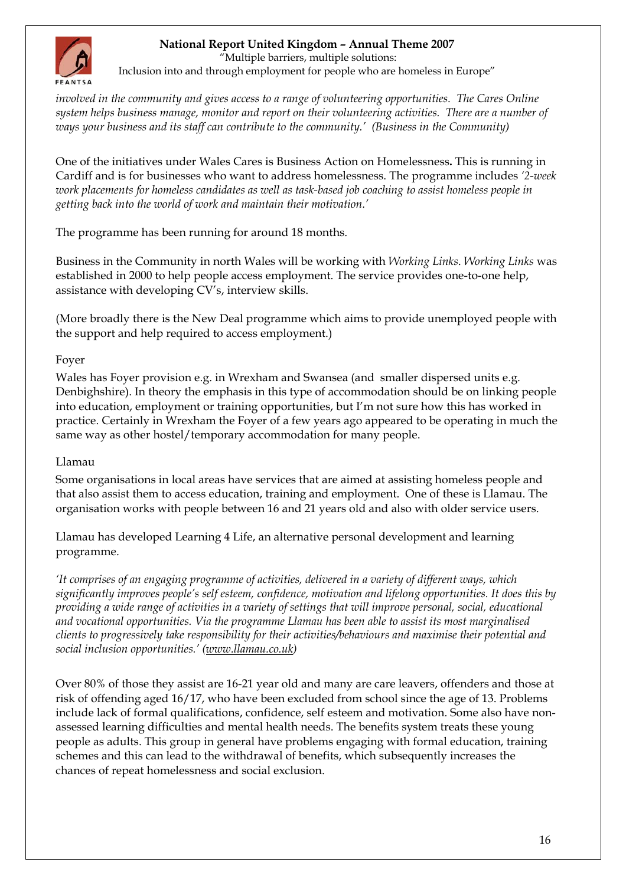*involved in the community and gives access to a range of volunteering opportunities. The Cares Online system helps business manage, monitor and report on their volunteering activities. There are a number of ways your business and its staff can contribute to the community.' (Business in the Community)*

One of the initiatives under Wales Cares is Business Action on Homelessness**.** This is running in Cardiff and is for businesses who want to address homelessness. The programme includes *'2-week work placements for homeless candidates as well as task-based job coaching to assist homeless people in getting back into the world of work and maintain their motivation.'*

The programme has been running for around 18 months.

Business in the Community in north Wales will be working with *Working Links*. *Working Links* was established in 2000 to help people access employment. The service provides one-to-one help, assistance with developing CV's, interview skills.

(More broadly there is the New Deal programme which aims to provide unemployed people with the support and help required to access employment.)

Foyer

Wales has Foyer provision e.g. in Wrexham and Swansea (and smaller dispersed units e.g. Denbighshire). In theory the emphasis in this type of accommodation should be on linking people into education, employment or training opportunities, but I'm not sure how this has worked in practice. Certainly in Wrexham the Foyer of a few years ago appeared to be operating in much the same way as other hostel/temporary accommodation for many people.

Llamau

Some organisations in local areas have services that are aimed at assisting homeless people and that also assist them to access education, training and employment. One of these is Llamau. The organisation works with people between 16 and 21 years old and also with older service users.

Llamau has developed Learning 4 Life, an alternative personal development and learning programme.

*'It comprises of an engaging programme of activities, delivered in a variety of different ways, which significantly improves people's self esteem, confidence, motivation and lifelong opportunities. It does this by providing a wide range of activities in a variety of settings that will improve personal, social, educational and vocational opportunities. Via the programme Llamau has been able to assist its most marginalised clients to progressively take responsibility for their activities/behaviours and maximise their potential and social inclusion opportunities.' (www.llamau.co.uk)*

Over 80% of those they assist are 16-21 year old and many are care leavers, offenders and those at risk of offending aged 16/17, who have been excluded from school since the age of 13. Problems include lack of formal qualifications, confidence, self esteem and motivation. Some also have non-assessed learning difficulties and mental health needs. The benefits system treats these young people as adults. This group in general have problems engaging with formal education, training schemes and this can lead to the withdrawal of benefits, which subsequently increases the chances of repeat homelessness and social exclusion.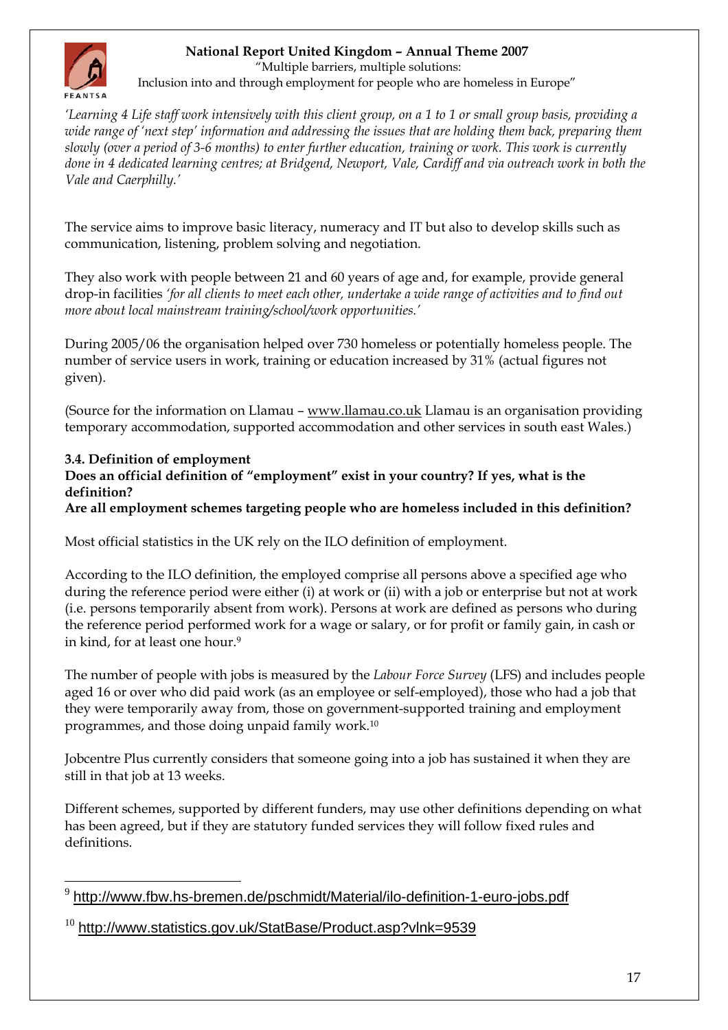*'Learning 4 Life staff work intensively with this client group, on a 1 to 1 or small group basis, providing a wide range of 'next step' information and addressing the issues that are holding them back, preparing them slowly (over a period of 3-6 months) to enter further education, training or work. This work is currently done in 4 dedicated learning centres; at Bridgend, Newport, Vale, Cardiff and via outreach work in both the Vale and Caerphilly.'*

The service aims to improve basic literacy, numeracy and IT but also to develop skills such as communication, listening, problem solving and negotiation.

They also work with people between 21 and 60 years of age and, for example, provide general drop-in facilities *'for all clients to meet each other, undertake a wide range of activities and to find out more about local mainstream training/school/work opportunities.'*

During 2005/06 the organisation helped over 730 homeless or potentially homeless people. The number of service users in work, training or education increased by 31% (actual figures not given).

(Source for the information on Llamau – www.llamau.co.uk Llamau is an organisation providing temporary accommodation, supported accommodation and other services in south east Wales.)

### 3.4. Definition of employment

**Does an official definition of "employment" exist in your country? If yes, what is the definition?**

**Are all employment schemes targeting people who are homeless included in this definition?**

Most official statistics in the UK rely on the ILO definition of employment.

According to the ILO definition, the employed comprise all persons above a specified age who during the reference period were either (i) at work or (ii) with a job or enterprise but not at work (i.e. persons temporarily absent from work). Persons at work are defined as persons who during the reference period performed work for a wage or salary, or for profit or family gain, in cash or in kind, for at least one hour.[9]

The number of people with jobs is measured by the *Labour Force Survey* (LFS) and includes people aged 16 or over who did paid work (as an employee or self-employed), those who had a job that they were temporarily away from, those on government-supported training and employment programmes, and those doing unpaid family work.[10]

Jobcentre Plus currently considers that someone going into a job has sustained it when they are still in that job at 13 weeks.

Different schemes, supported by different funders, may use other definitions depending on what has been agreed, but if they are statutory funded services they will follow fixed rules and definitions.

---

[9] http://www.fbw.hs-bremen.de/pschmidt/Material/ilo-definition-1-euro-jobs.pdf

[10] http://www.statistics.gov.uk/StatBase/Product.asp?vlnk=9539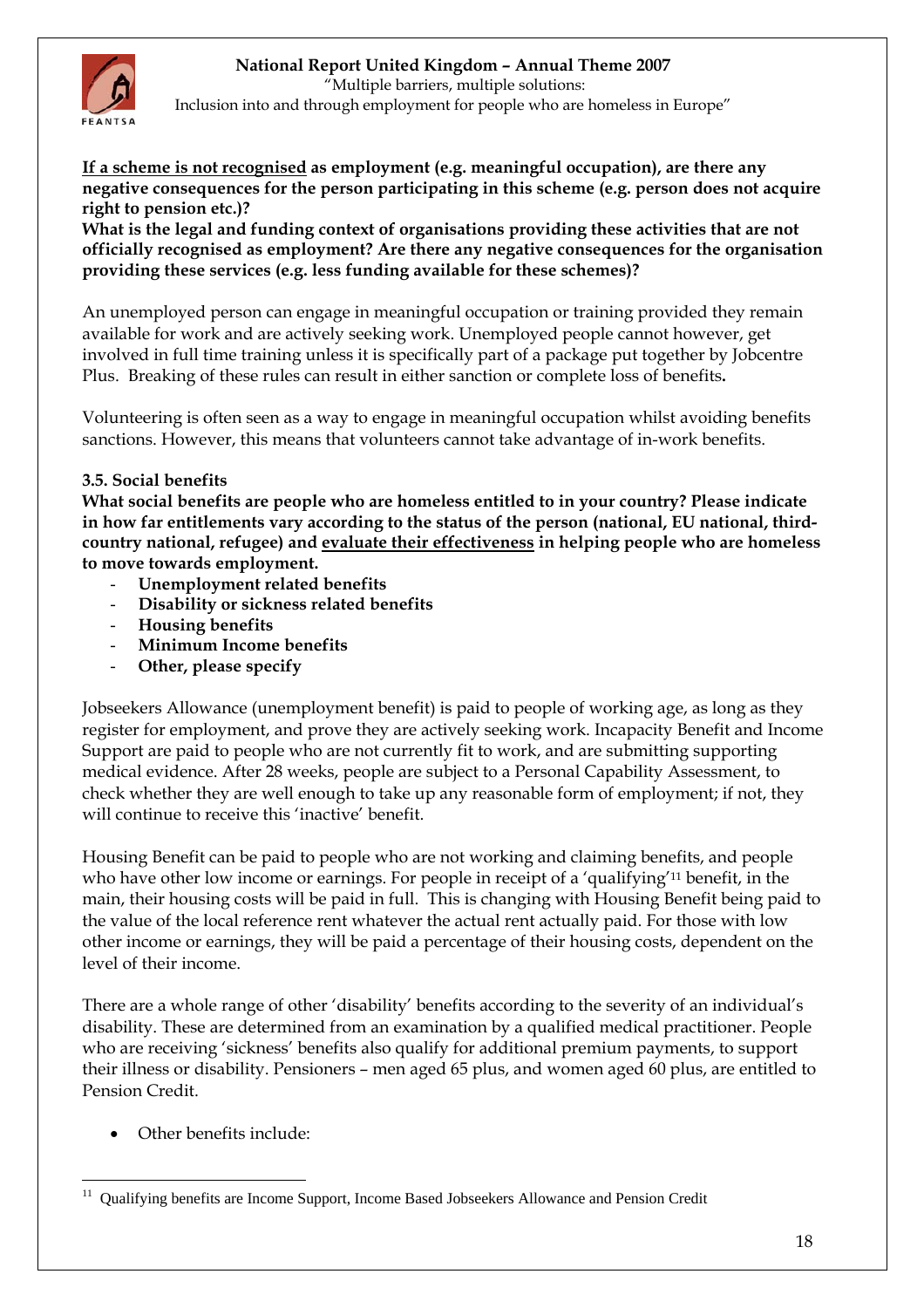**<u>If a scheme is not recognised</u> as employment (e.g. meaningful occupation), are there any negative consequences for the person participating in this scheme (e.g. person does not acquire right to pension etc.)?**

**What is the legal and funding context of organisations providing these activities that are not officially recognised as employment? Are there any negative consequences for the organisation providing these services (e.g. less funding available for these schemes)?**

An unemployed person can engage in meaningful occupation or training provided they remain available for work and are actively seeking work. Unemployed people cannot however, get involved in full time training unless it is specifically part of a package put together by Jobcentre Plus. Breaking of these rules can result in either sanction or complete loss of benefits.

Volunteering is often seen as a way to engage in meaningful occupation whilst avoiding benefits sanctions. However, this means that volunteers cannot take advantage of in-work benefits.

### 3.5. Social benefits

**What social benefits are people who are homeless entitled to in your country? Please indicate in how far entitlements vary according to the status of the person (national, EU national, third-country national, refugee) and <u>evaluate their effectiveness</u> in helping people who are homeless to move towards employment.**

- **Unemployment related benefits**
- **Disability or sickness related benefits**
- **Housing benefits**
- **Minimum Income benefits**
- **Other, please specify**

Jobseekers Allowance (unemployment benefit) is paid to people of working age, as long as they register for employment, and prove they are actively seeking work. Incapacity Benefit and Income Support are paid to people who are not currently fit to work, and are submitting supporting medical evidence. After 28 weeks, people are subject to a Personal Capability Assessment, to check whether they are well enough to take up any reasonable form of employment; if not, they will continue to receive this 'inactive' benefit.

Housing Benefit can be paid to people who are not working and claiming benefits, and people who have other low income or earnings. For people in receipt of a 'qualifying'[11] benefit, in the main, their housing costs will be paid in full. This is changing with Housing Benefit being paid to the value of the local reference rent whatever the actual rent actually paid. For those with low other income or earnings, they will be paid a percentage of their housing costs, dependent on the level of their income.

There are a whole range of other 'disability' benefits according to the severity of an individual's disability. These are determined from an examination by a qualified medical practitioner. People who are receiving 'sickness' benefits also qualify for additional premium payments, to support their illness or disability. Pensioners – men aged 65 plus, and women aged 60 plus, are entitled to Pension Credit.

- Other benefits include:

[11] Qualifying benefits are Income Support, Income Based Jobseekers Allowance and Pension Credit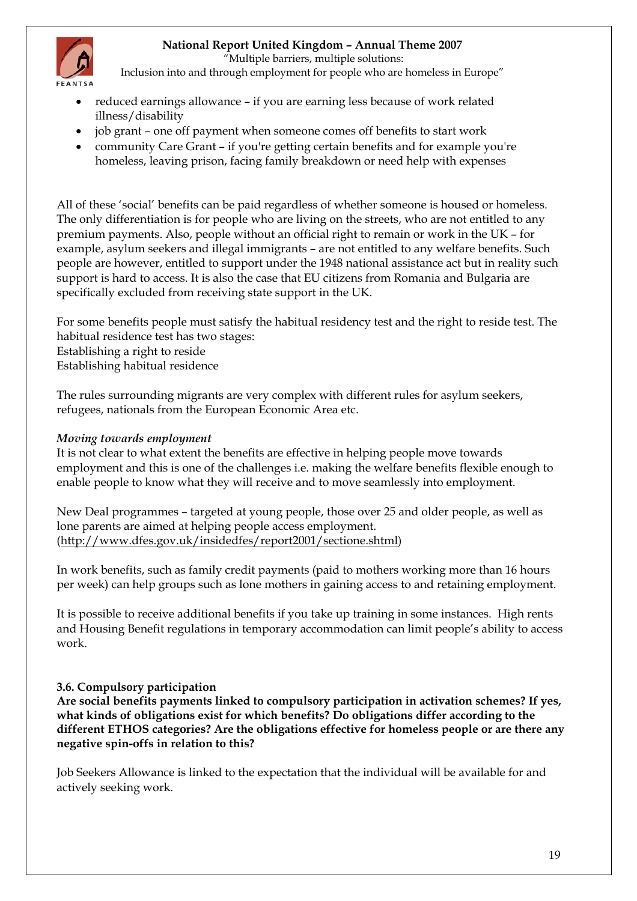- reduced earnings allowance – if you are earning less because of work related illness/disability
- job grant – one off payment when someone comes off benefits to start work
- community Care Grant – if you're getting certain benefits and for example you're homeless, leaving prison, facing family breakdown or need help with expenses

All of these 'social' benefits can be paid regardless of whether someone is housed or homeless. The only differentiation is for people who are living on the streets, who are not entitled to any premium payments. Also, people without an official right to remain or work in the UK – for example, asylum seekers and illegal immigrants – are not entitled to any welfare benefits. Such people are however, entitled to support under the 1948 national assistance act but in reality such support is hard to access. It is also the case that EU citizens from Romania and Bulgaria are specifically excluded from receiving state support in the UK.

For some benefits people must satisfy the habitual residency test and the right to reside test. The habitual residence test has two stages:
Establishing a right to reside
Establishing habitual residence

The rules surrounding migrants are very complex with different rules for asylum seekers, refugees, nationals from the European Economic Area etc.

*Moving towards employment*
It is not clear to what extent the benefits are effective in helping people move towards employment and this is one of the challenges i.e. making the welfare benefits flexible enough to enable people to know what they will receive and to move seamlessly into employment.

New Deal programmes – targeted at young people, those over 25 and older people, as well as lone parents are aimed at helping people access employment.
(http://www.dfes.gov.uk/insidedfes/report2001/sectione.shtml)

In work benefits, such as family credit payments (paid to mothers working more than 16 hours per week) can help groups such as lone mothers in gaining access to and retaining employment.

It is possible to receive additional benefits if you take up training in some instances. High rents and Housing Benefit regulations in temporary accommodation can limit people's ability to access work.

### 3.6. Compulsory participation

**Are social benefits payments linked to compulsory participation in activation schemes? If yes, what kinds of obligations exist for which benefits? Do obligations differ according to the different ETHOS categories? Are the obligations effective for homeless people or are there any negative spin-offs in relation to this?**

Job Seekers Allowance is linked to the expectation that the individual will be available for and actively seeking work.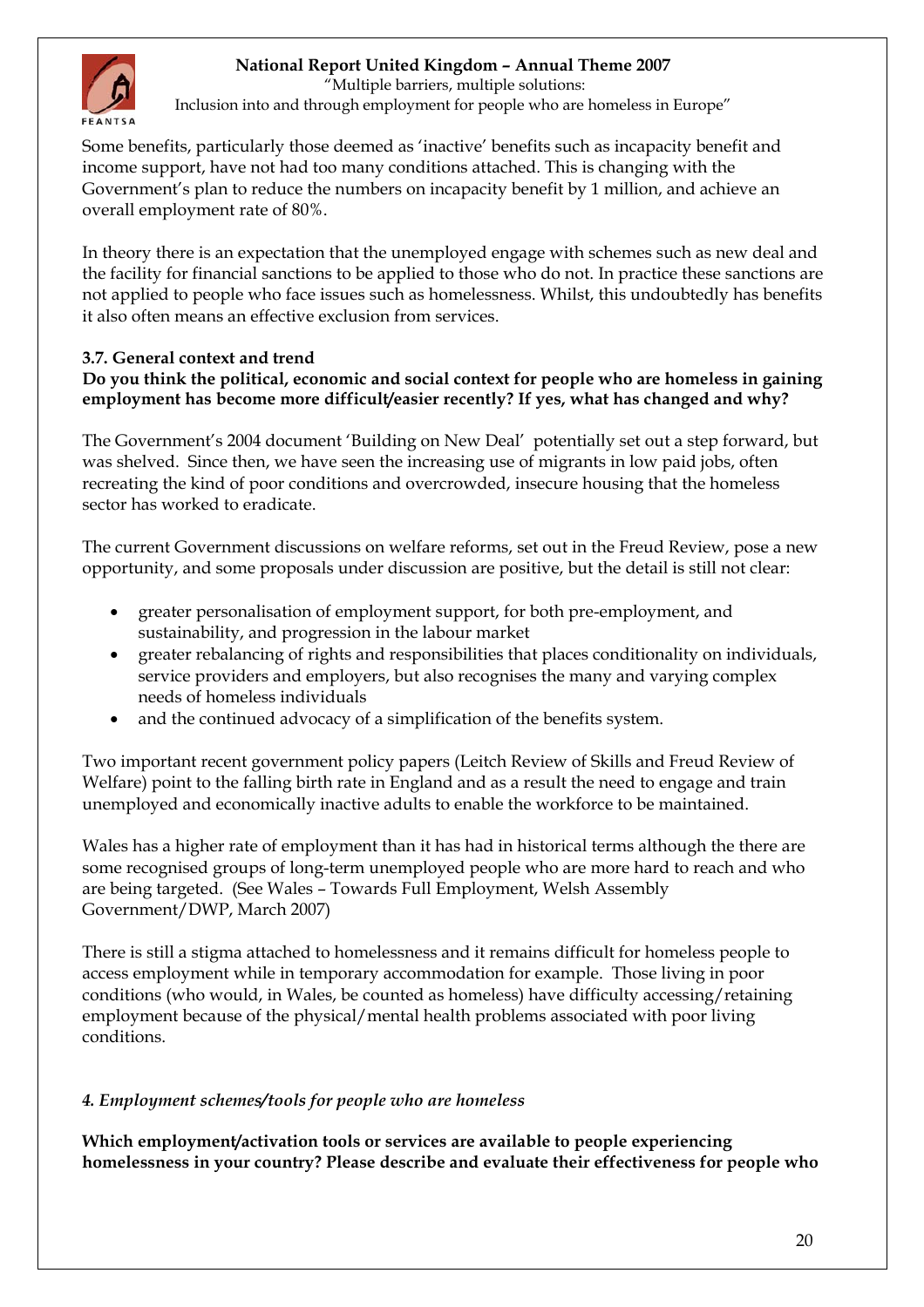Some benefits, particularly those deemed as 'inactive' benefits such as incapacity benefit and income support, have not had too many conditions attached. This is changing with the Government's plan to reduce the numbers on incapacity benefit by 1 million, and achieve an overall employment rate of 80%.

In theory there is an expectation that the unemployed engage with schemes such as new deal and the facility for financial sanctions to be applied to those who do not. In practice these sanctions are not applied to people who face issues such as homelessness. Whilst, this undoubtedly has benefits it also often means an effective exclusion from services.

### 3.7. General context and trend

**Do you think the political, economic and social context for people who are homeless in gaining employment has become more difficult/easier recently? If yes, what has changed and why?**

The Government's 2004 document 'Building on New Deal' potentially set out a step forward, but was shelved. Since then, we have seen the increasing use of migrants in low paid jobs, often recreating the kind of poor conditions and overcrowded, insecure housing that the homeless sector has worked to eradicate.

The current Government discussions on welfare reforms, set out in the Freud Review, pose a new opportunity, and some proposals under discussion are positive, but the detail is still not clear:

- greater personalisation of employment support, for both pre-employment, and sustainability, and progression in the labour market
- greater rebalancing of rights and responsibilities that places conditionality on individuals, service providers and employers, but also recognises the many and varying complex needs of homeless individuals
- and the continued advocacy of a simplification of the benefits system.

Two important recent government policy papers (Leitch Review of Skills and Freud Review of Welfare) point to the falling birth rate in England and as a result the need to engage and train unemployed and economically inactive adults to enable the workforce to be maintained.

Wales has a higher rate of employment than it has had in historical terms although the there are some recognised groups of long-term unemployed people who are more hard to reach and who are being targeted. (See Wales – Towards Full Employment, Welsh Assembly Government/DWP, March 2007)

There is still a stigma attached to homelessness and it remains difficult for homeless people to access employment while in temporary accommodation for example. Those living in poor conditions (who would, in Wales, be counted as homeless) have difficulty accessing/retaining employment because of the physical/mental health problems associated with poor living conditions.

## *4. Employment schemes/tools for people who are homeless*

**Which employment/activation tools or services are available to people experiencing homelessness in your country? Please describe and evaluate their effectiveness for people who**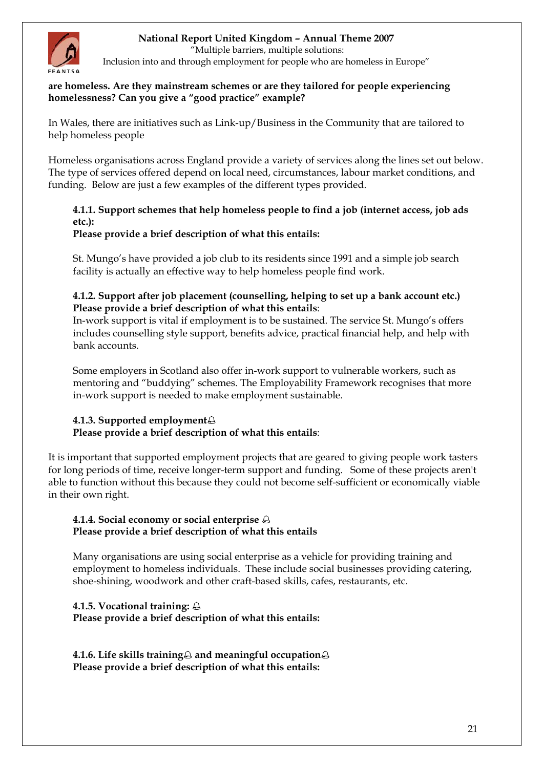**are homeless. Are they mainstream schemes or are they tailored for people experiencing homelessness? Can you give a "good practice" example?**

In Wales, there are initiatives such as Link-up/Business in the Community that are tailored to help homeless people

Homeless organisations across England provide a variety of services along the lines set out below. The type of services offered depend on local need, circumstances, labour market conditions, and funding. Below are just a few examples of the different types provided.

**4.1.1. Support schemes that help homeless people to find a job (internet access, job ads etc.):**
**Please provide a brief description of what this entails:**

St. Mungo's have provided a job club to its residents since 1991 and a simple job search facility is actually an effective way to help homeless people find work.

**4.1.2. Support after job placement (counselling, helping to set up a bank account etc.)**
**Please provide a brief description of what this entails**:
In-work support is vital if employment is to be sustained. The service St. Mungo's offers includes counselling style support, benefits advice, practical financial help, and help with bank accounts.

Some employers in Scotland also offer in-work support to vulnerable workers, such as mentoring and "buddying" schemes. The Employability Framework recognises that more in-work support is needed to make employment sustainable.

**4.1.3. Supported employment**
**Please provide a brief description of what this entails**:

It is important that supported employment projects that are geared to giving people work tasters for long periods of time, receive longer-term support and funding. Some of these projects aren't able to function without this because they could not become self-sufficient or economically viable in their own right.

**4.1.4. Social economy or social enterprise**
**Please provide a brief description of what this entails**

Many organisations are using social enterprise as a vehicle for providing training and employment to homeless individuals. These include social businesses providing catering, shoe-shining, woodwork and other craft-based skills, cafes, restaurants, etc.

**4.1.5. Vocational training:**
**Please provide a brief description of what this entails:**

**4.1.6. Life skills training and meaningful occupation**
**Please provide a brief description of what this entails:**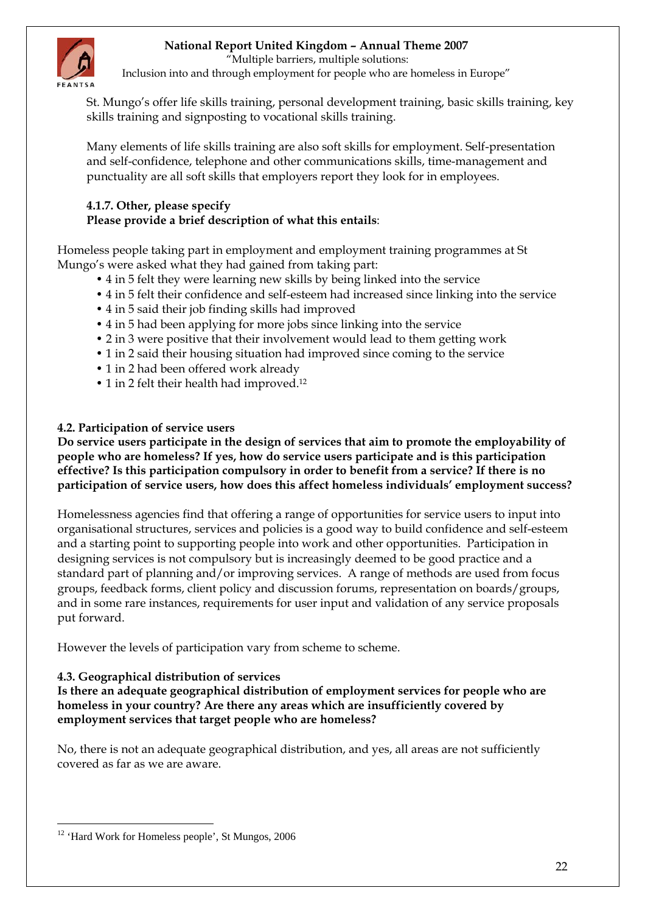St. Mungo's offer life skills training, personal development training, basic skills training, key skills training and signposting to vocational skills training.

Many elements of life skills training are also soft skills for employment. Self-presentation and self-confidence, telephone and other communications skills, time-management and punctuality are all soft skills that employers report they look for in employees.

**4.1.7. Other, please specify**
**Please provide a brief description of what this entails**:

Homeless people taking part in employment and employment training programmes at St Mungo's were asked what they had gained from taking part:

- 4 in 5 felt they were learning new skills by being linked into the service
- 4 in 5 felt their confidence and self-esteem had increased since linking into the service
- 4 in 5 said their job finding skills had improved
- 4 in 5 had been applying for more jobs since linking into the service
- 2 in 3 were positive that their involvement would lead to them getting work
- 1 in 2 said their housing situation had improved since coming to the service
- 1 in 2 had been offered work already
- 1 in 2 felt their health had improved.[12]

**4.2. Participation of service users**
**Do service users participate in the design of services that aim to promote the employability of people who are homeless? If yes, how do service users participate and is this participation effective? Is this participation compulsory in order to benefit from a service? If there is no participation of service users, how does this affect homeless individuals' employment success?**

Homelessness agencies find that offering a range of opportunities for service users to input into organisational structures, services and policies is a good way to build confidence and self-esteem and a starting point to supporting people into work and other opportunities. Participation in designing services is not compulsory but is increasingly deemed to be good practice and a standard part of planning and/or improving services. A range of methods are used from focus groups, feedback forms, client policy and discussion forums, representation on boards/groups, and in some rare instances, requirements for user input and validation of any service proposals put forward.

However the levels of participation vary from scheme to scheme.

**4.3. Geographical distribution of services**
**Is there an adequate geographical distribution of employment services for people who are homeless in your country? Are there any areas which are insufficiently covered by employment services that target people who are homeless?**

No, there is not an adequate geographical distribution, and yes, all areas are not sufficiently covered as far as we are aware.

---

[12] 'Hard Work for Homeless people', St Mungos, 2006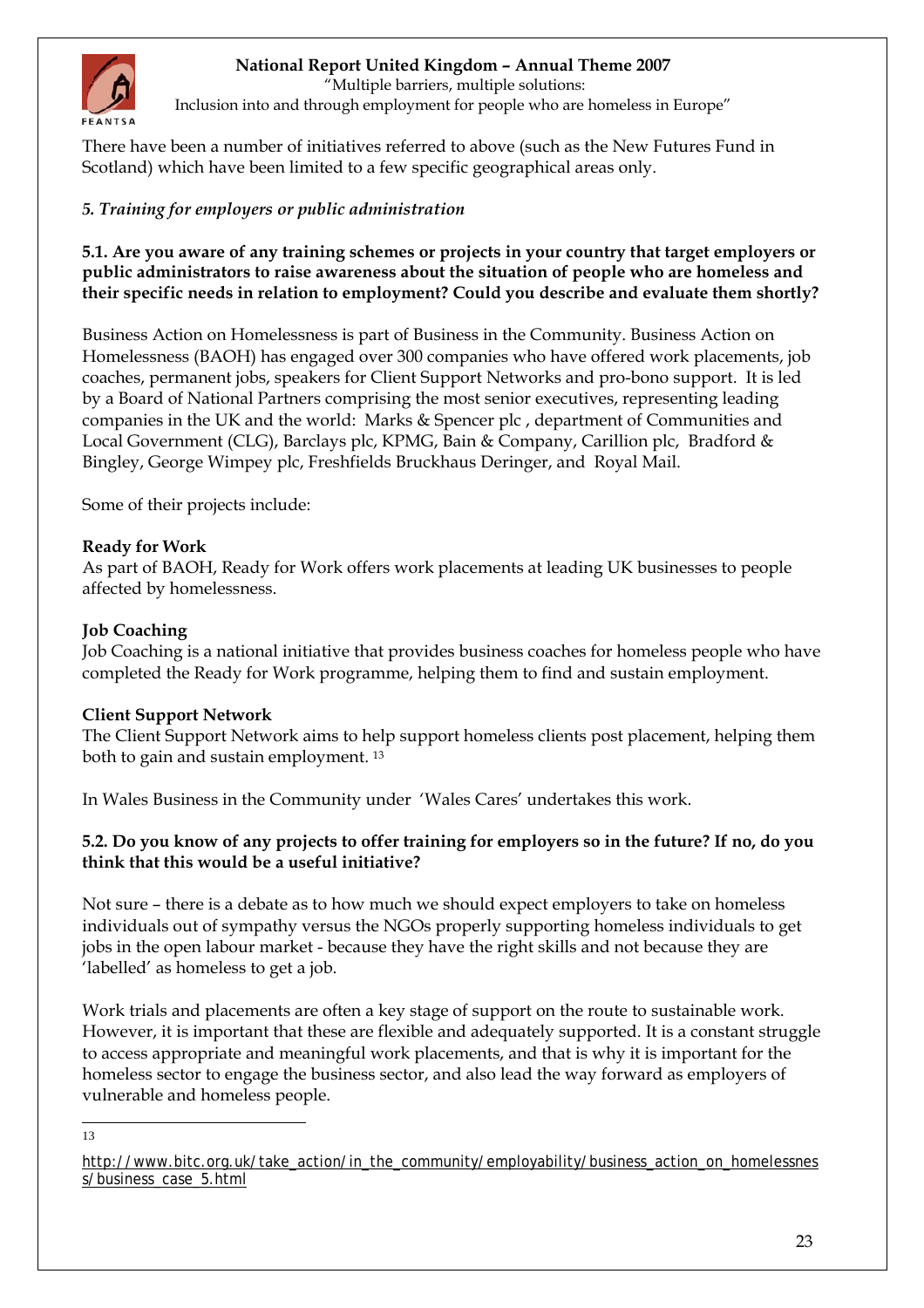There have been a number of initiatives referred to above (such as the New Futures Fund in Scotland) which have been limited to a few specific geographical areas only.

### *5. Training for employers or public administration*

**5.1. Are you aware of any training schemes or projects in your country that target employers or public administrators to raise awareness about the situation of people who are homeless and their specific needs in relation to employment? Could you describe and evaluate them shortly?**

Business Action on Homelessness is part of Business in the Community. Business Action on Homelessness (BAOH) has engaged over 300 companies who have offered work placements, job coaches, permanent jobs, speakers for Client Support Networks and pro-bono support. It is led by a Board of National Partners comprising the most senior executives, representing leading companies in the UK and the world: Marks & Spencer plc , department of Communities and Local Government (CLG), Barclays plc, KPMG, Bain & Company, Carillion plc, Bradford & Bingley, George Wimpey plc, Freshfields Bruckhaus Deringer, and Royal Mail.

Some of their projects include:

**Ready for Work**
As part of BAOH, Ready for Work offers work placements at leading UK businesses to people affected by homelessness.

**Job Coaching**
Job Coaching is a national initiative that provides business coaches for homeless people who have completed the Ready for Work programme, helping them to find and sustain employment.

**Client Support Network**
The Client Support Network aims to help support homeless clients post placement, helping them both to gain and sustain employment. [13]

In Wales Business in the Community under 'Wales Cares' undertakes this work.

**5.2. Do you know of any projects to offer training for employers so in the future? If no, do you think that this would be a useful initiative?**

Not sure – there is a debate as to how much we should expect employers to take on homeless individuals out of sympathy versus the NGOs properly supporting homeless individuals to get jobs in the open labour market - because they have the right skills and not because they are 'labelled' as homeless to get a job.

Work trials and placements are often a key stage of support on the route to sustainable work. However, it is important that these are flexible and adequately supported. It is a constant struggle to access appropriate and meaningful work placements, and that is why it is important for the homeless sector to engage the business sector, and also lead the way forward as employers of vulnerable and homeless people.

---

[13] http://www.bitc.org.uk/take_action/in_the_community/employability/business_action_on_homelessness/business_case_5.html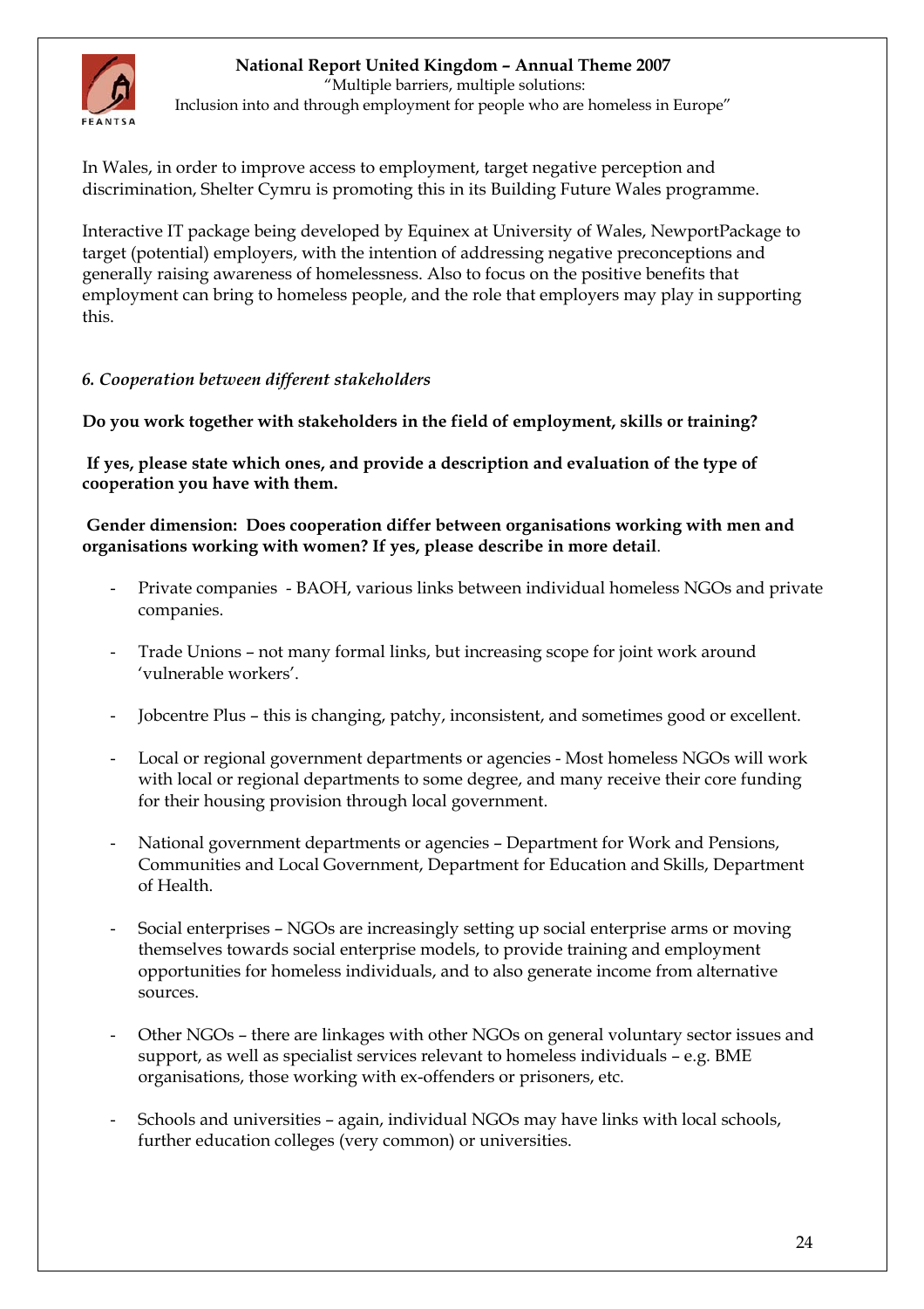In Wales, in order to improve access to employment, target negative perception and discrimination, Shelter Cymru is promoting this in its Building Future Wales programme.

Interactive IT package being developed by Equinex at University of Wales, NewportPackage to target (potential) employers, with the intention of addressing negative preconceptions and generally raising awareness of homelessness. Also to focus on the positive benefits that employment can bring to homeless people, and the role that employers may play in supporting this.

### *6. Cooperation between different stakeholders*

**Do you work together with stakeholders in the field of employment, skills or training?**

**If yes, please state which ones, and provide a description and evaluation of the type of cooperation you have with them.**

**Gender dimension: Does cooperation differ between organisations working with men and organisations working with women? If yes, please describe in more detail**.

- Private companies - BAOH, various links between individual homeless NGOs and private companies.
- Trade Unions – not many formal links, but increasing scope for joint work around 'vulnerable workers'.
- Jobcentre Plus – this is changing, patchy, inconsistent, and sometimes good or excellent.
- Local or regional government departments or agencies - Most homeless NGOs will work with local or regional departments to some degree, and many receive their core funding for their housing provision through local government.
- National government departments or agencies – Department for Work and Pensions, Communities and Local Government, Department for Education and Skills, Department of Health.
- Social enterprises – NGOs are increasingly setting up social enterprise arms or moving themselves towards social enterprise models, to provide training and employment opportunities for homeless individuals, and to also generate income from alternative sources.
- Other NGOs – there are linkages with other NGOs on general voluntary sector issues and support, as well as specialist services relevant to homeless individuals – e.g. BME organisations, those working with ex-offenders or prisoners, etc.
- Schools and universities – again, individual NGOs may have links with local schools, further education colleges (very common) or universities.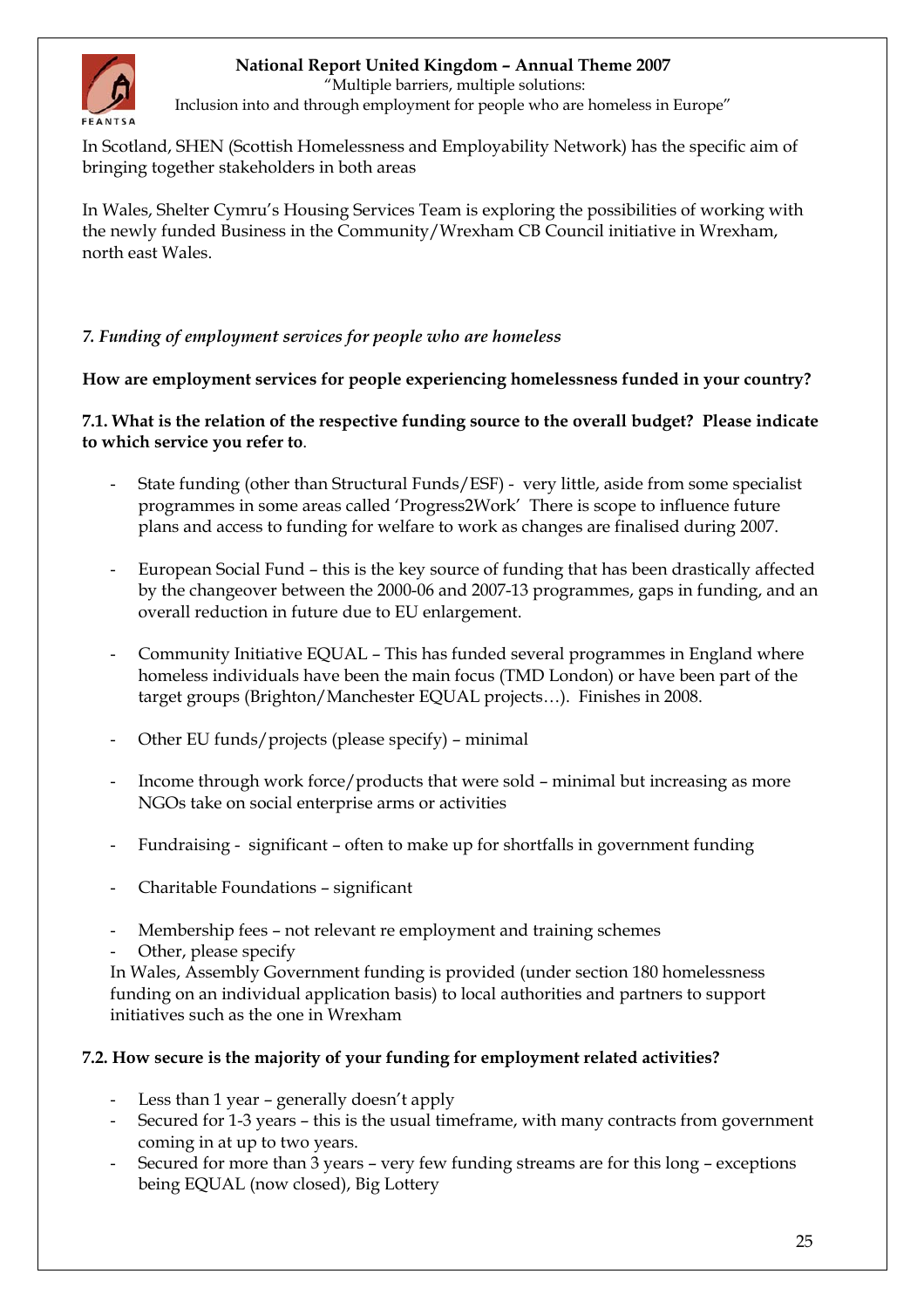In Scotland, SHEN (Scottish Homelessness and Employability Network) has the specific aim of bringing together stakeholders in both areas

In Wales, Shelter Cymru's Housing Services Team is exploring the possibilities of working with the newly funded Business in the Community/Wrexham CB Council initiative in Wrexham, north east Wales.

### *7. Funding of employment services for people who are homeless*

**How are employment services for people experiencing homelessness funded in your country?**

**7.1. What is the relation of the respective funding source to the overall budget? Please indicate to which service you refer to**.

- State funding (other than Structural Funds/ESF) - very little, aside from some specialist programmes in some areas called 'Progress2Work' There is scope to influence future plans and access to funding for welfare to work as changes are finalised during 2007.

- European Social Fund – this is the key source of funding that has been drastically affected by the changeover between the 2000-06 and 2007-13 programmes, gaps in funding, and an overall reduction in future due to EU enlargement.

- Community Initiative EQUAL – This has funded several programmes in England where homeless individuals have been the main focus (TMD London) or have been part of the target groups (Brighton/Manchester EQUAL projects…). Finishes in 2008.

- Other EU funds/projects (please specify) – minimal

- Income through work force/products that were sold – minimal but increasing as more NGOs take on social enterprise arms or activities

- Fundraising - significant – often to make up for shortfalls in government funding

- Charitable Foundations – significant

- Membership fees – not relevant re employment and training schemes
- Other, please specify

In Wales, Assembly Government funding is provided (under section 180 homelessness funding on an individual application basis) to local authorities and partners to support initiatives such as the one in Wrexham

**7.2. How secure is the majority of your funding for employment related activities?**

- Less than 1 year – generally doesn't apply
- Secured for 1-3 years – this is the usual timeframe, with many contracts from government coming in at up to two years.
- Secured for more than 3 years – very few funding streams are for this long – exceptions being EQUAL (now closed), Big Lottery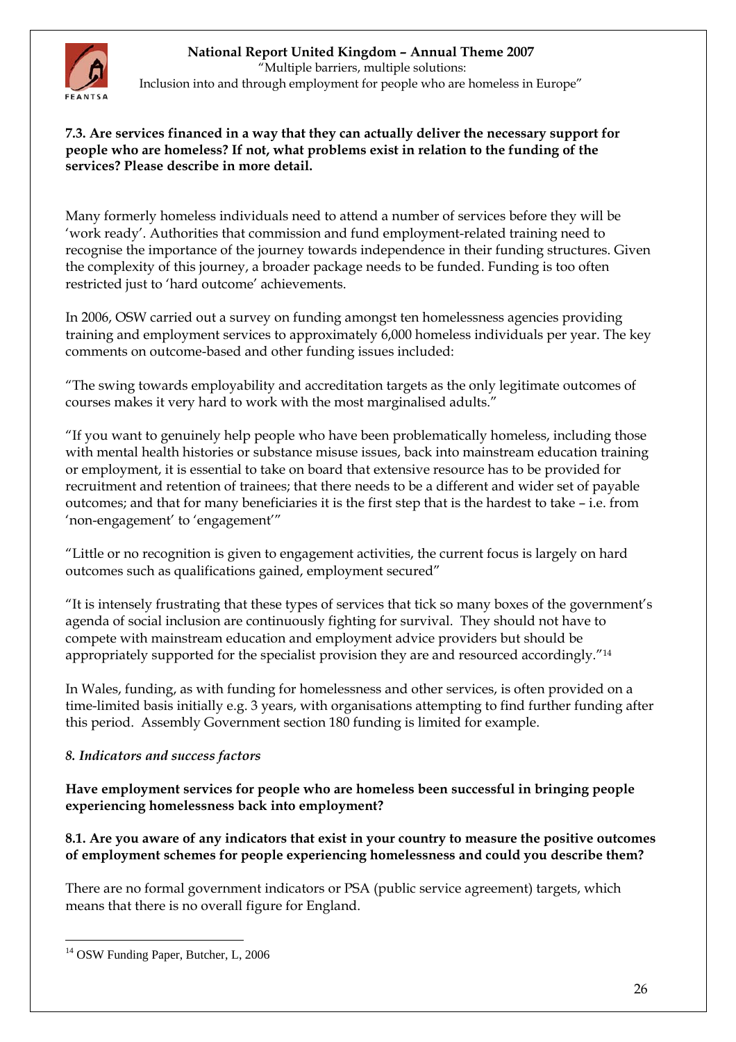**7.3. Are services financed in a way that they can actually deliver the necessary support for people who are homeless? If not, what problems exist in relation to the funding of the services? Please describe in more detail.**

Many formerly homeless individuals need to attend a number of services before they will be 'work ready'. Authorities that commission and fund employment-related training need to recognise the importance of the journey towards independence in their funding structures. Given the complexity of this journey, a broader package needs to be funded. Funding is too often restricted just to 'hard outcome' achievements.

In 2006, OSW carried out a survey on funding amongst ten homelessness agencies providing training and employment services to approximately 6,000 homeless individuals per year. The key comments on outcome-based and other funding issues included:

"The swing towards employability and accreditation targets as the only legitimate outcomes of courses makes it very hard to work with the most marginalised adults."

"If you want to genuinely help people who have been problematically homeless, including those with mental health histories or substance misuse issues, back into mainstream education training or employment, it is essential to take on board that extensive resource has to be provided for recruitment and retention of trainees; that there needs to be a different and wider set of payable outcomes; and that for many beneficiaries it is the first step that is the hardest to take – i.e. from 'non-engagement' to 'engagement'"

"Little or no recognition is given to engagement activities, the current focus is largely on hard outcomes such as qualifications gained, employment secured"

"It is intensely frustrating that these types of services that tick so many boxes of the government's agenda of social inclusion are continuously fighting for survival. They should not have to compete with mainstream education and employment advice providers but should be appropriately supported for the specialist provision they are and resourced accordingly."[14]

In Wales, funding, as with funding for homelessness and other services, is often provided on a time-limited basis initially e.g. 3 years, with organisations attempting to find further funding after this period. Assembly Government section 180 funding is limited for example.

## *8. Indicators and success factors*

**Have employment services for people who are homeless been successful in bringing people experiencing homelessness back into employment?**

**8.1. Are you aware of any indicators that exist in your country to measure the positive outcomes of employment schemes for people experiencing homelessness and could you describe them?**

There are no formal government indicators or PSA (public service agreement) targets, which means that there is no overall figure for England.

---

[14] OSW Funding Paper, Butcher, L, 2006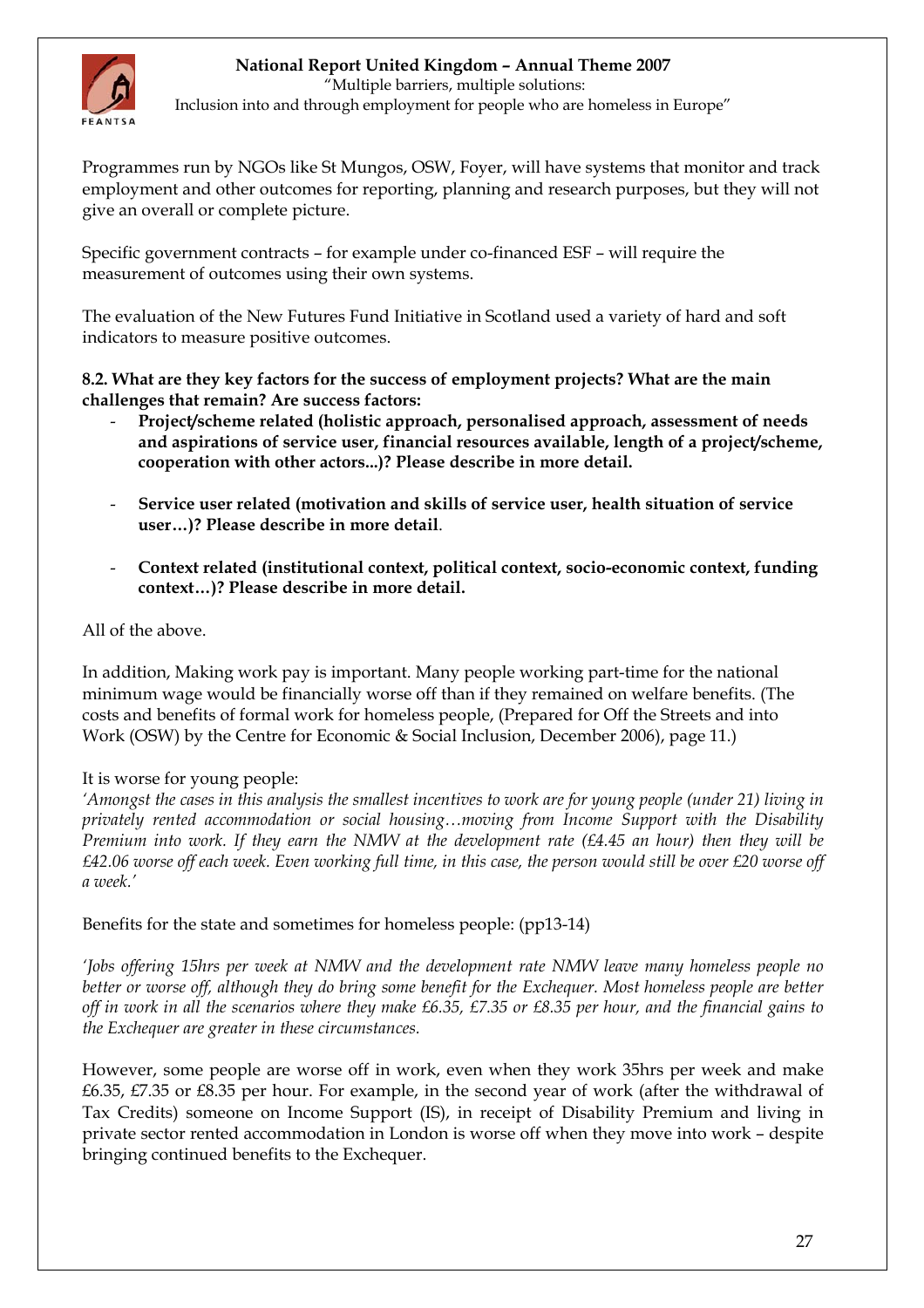Programmes run by NGOs like St Mungos, OSW, Foyer, will have systems that monitor and track employment and other outcomes for reporting, planning and research purposes, but they will not give an overall or complete picture.

Specific government contracts – for example under co-financed ESF – will require the measurement of outcomes using their own systems.

The evaluation of the New Futures Fund Initiative in Scotland used a variety of hard and soft indicators to measure positive outcomes.

**8.2. What are they key factors for the success of employment projects? What are the main challenges that remain? Are success factors:**

- **Project/scheme related (holistic approach, personalised approach, assessment of needs and aspirations of service user, financial resources available, length of a project/scheme, cooperation with other actors...)? Please describe in more detail.**
- **Service user related (motivation and skills of service user, health situation of service user…)? Please describe in more detail**.
- **Context related (institutional context, political context, socio-economic context, funding context…)? Please describe in more detail.**

All of the above.

In addition, Making work pay is important. Many people working part-time for the national minimum wage would be financially worse off than if they remained on welfare benefits. (The costs and benefits of formal work for homeless people, (Prepared for Off the Streets and into Work (OSW) by the Centre for Economic & Social Inclusion, December 2006), page 11.)

It is worse for young people:

*'Amongst the cases in this analysis the smallest incentives to work are for young people (under 21) living in privately rented accommodation or social housing…moving from Income Support with the Disability Premium into work. If they earn the NMW at the development rate (£4.45 an hour) then they will be £42.06 worse off each week. Even working full time, in this case, the person would still be over £20 worse off a week.'*

Benefits for the state and sometimes for homeless people: (pp13-14)

*'Jobs offering 15hrs per week at NMW and the development rate NMW leave many homeless people no better or worse off, although they do bring some benefit for the Exchequer. Most homeless people are better off in work in all the scenarios where they make £6.35, £7.35 or £8.35 per hour, and the financial gains to the Exchequer are greater in these circumstances.*

However, some people are worse off in work, even when they work 35hrs per week and make £6.35, £7.35 or £8.35 per hour. For example, in the second year of work (after the withdrawal of Tax Credits) someone on Income Support (IS), in receipt of Disability Premium and living in private sector rented accommodation in London is worse off when they move into work – despite bringing continued benefits to the Exchequer.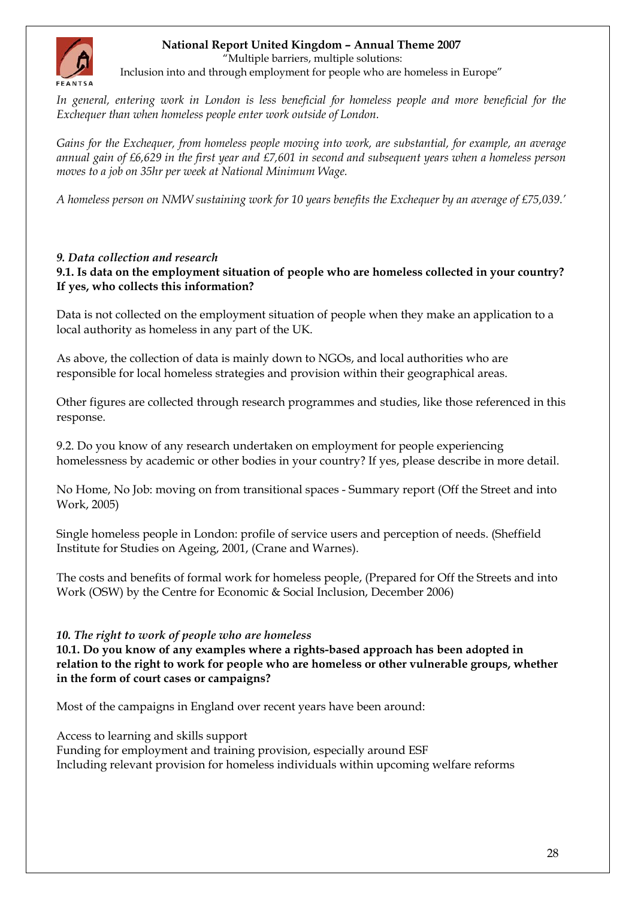*In general, entering work in London is less beneficial for homeless people and more beneficial for the Exchequer than when homeless people enter work outside of London.*

*Gains for the Exchequer, from homeless people moving into work, are substantial, for example, an average annual gain of £6,629 in the first year and £7,601 in second and subsequent years when a homeless person moves to a job on 35hr per week at National Minimum Wage.*

*A homeless person on NMW sustaining work for 10 years benefits the Exchequer by an average of £75,039.'*

### *9. Data collection and research*

**9.1. Is data on the employment situation of people who are homeless collected in your country? If yes, who collects this information?**

Data is not collected on the employment situation of people when they make an application to a local authority as homeless in any part of the UK.

As above, the collection of data is mainly down to NGOs, and local authorities who are responsible for local homeless strategies and provision within their geographical areas.

Other figures are collected through research programmes and studies, like those referenced in this response.

9.2. Do you know of any research undertaken on employment for people experiencing homelessness by academic or other bodies in your country? If yes, please describe in more detail.

No Home, No Job: moving on from transitional spaces - Summary report (Off the Street and into Work, 2005)

Single homeless people in London: profile of service users and perception of needs. (Sheffield Institute for Studies on Ageing, 2001, (Crane and Warnes).

The costs and benefits of formal work for homeless people, (Prepared for Off the Streets and into Work (OSW) by the Centre for Economic & Social Inclusion, December 2006)

### *10. The right to work of people who are homeless*

**10.1. Do you know of any examples where a rights-based approach has been adopted in relation to the right to work for people who are homeless or other vulnerable groups, whether in the form of court cases or campaigns?**

Most of the campaigns in England over recent years have been around:

Access to learning and skills support
Funding for employment and training provision, especially around ESF
Including relevant provision for homeless individuals within upcoming welfare reforms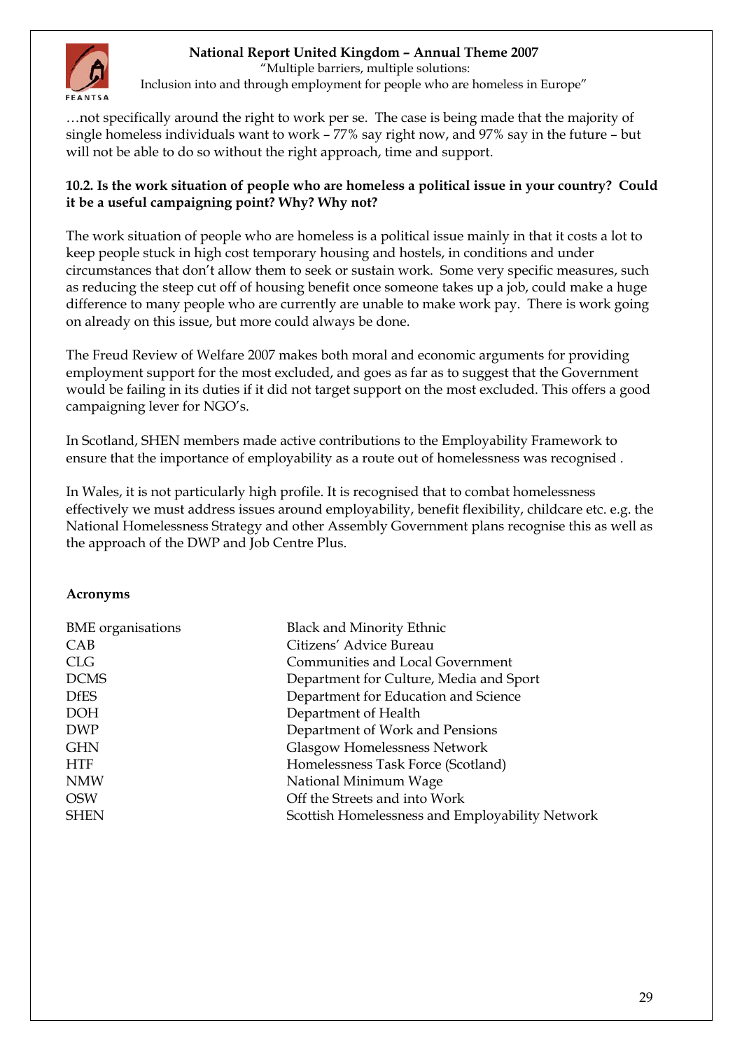…not specifically around the right to work per se. The case is being made that the majority of single homeless individuals want to work – 77% say right now, and 97% say in the future – but will not be able to do so without the right approach, time and support.

**10.2. Is the work situation of people who are homeless a political issue in your country? Could it be a useful campaigning point? Why? Why not?**

The work situation of people who are homeless is a political issue mainly in that it costs a lot to keep people stuck in high cost temporary housing and hostels, in conditions and under circumstances that don't allow them to seek or sustain work. Some very specific measures, such as reducing the steep cut off of housing benefit once someone takes up a job, could make a huge difference to many people who are currently are unable to make work pay. There is work going on already on this issue, but more could always be done.

The Freud Review of Welfare 2007 makes both moral and economic arguments for providing employment support for the most excluded, and goes as far as to suggest that the Government would be failing in its duties if it did not target support on the most excluded. This offers a good campaigning lever for NGO's.

In Scotland, SHEN members made active contributions to the Employability Framework to ensure that the importance of employability as a route out of homelessness was recognised .

In Wales, it is not particularly high profile. It is recognised that to combat homelessness effectively we must address issues around employability, benefit flexibility, childcare etc. e.g. the National Homelessness Strategy and other Assembly Government plans recognise this as well as the approach of the DWP and Job Centre Plus.

**Acronyms**

| | |
|---|---|
| BME organisations | Black and Minority Ethnic |
| CAB | Citizens' Advice Bureau |
| CLG | Communities and Local Government |
| DCMS | Department for Culture, Media and Sport |
| DfES | Department for Education and Science |
| DOH | Department of Health |
| DWP | Department of Work and Pensions |
| GHN | Glasgow Homelessness Network |
| HTF | Homelessness Task Force (Scotland) |
| NMW | National Minimum Wage |
| OSW | Off the Streets and into Work |
| SHEN | Scottish Homelessness and Employability Network |